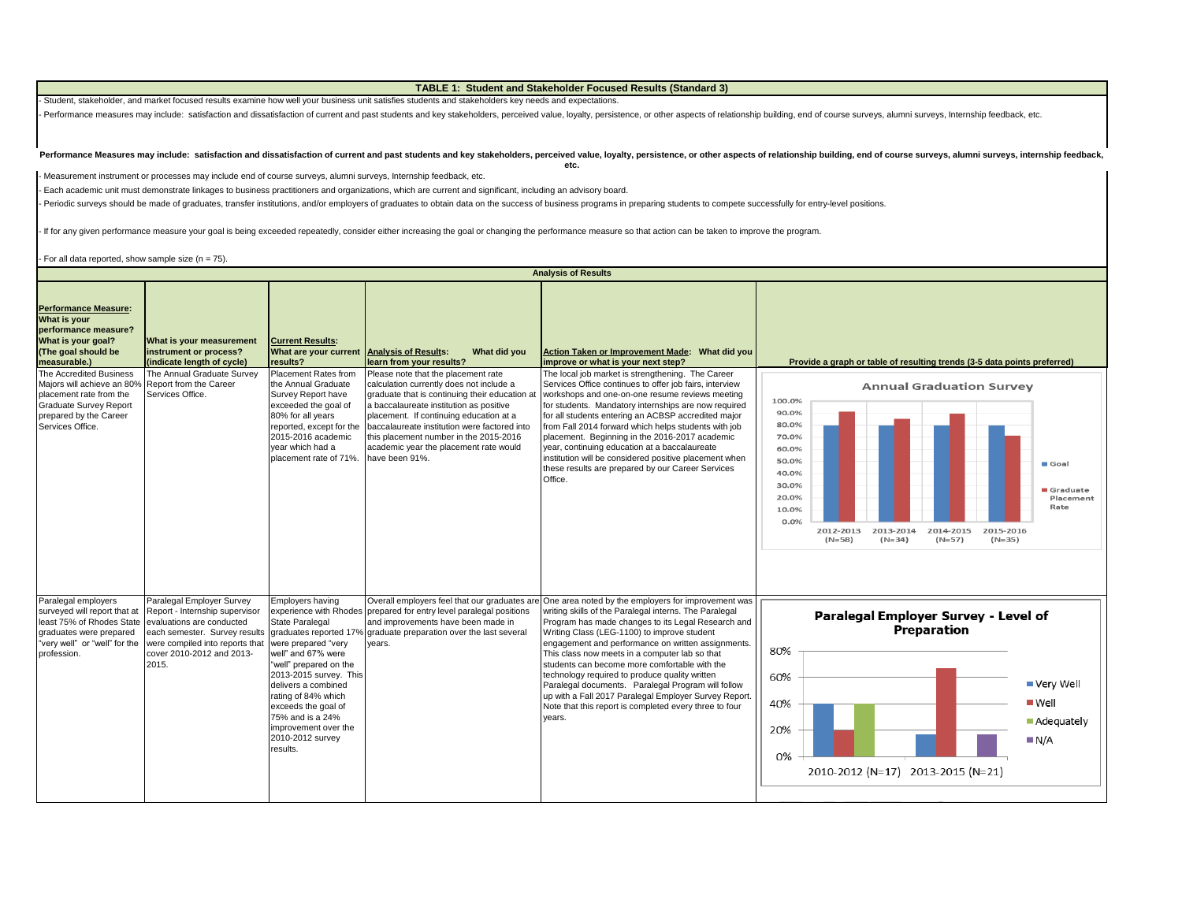# TABLE 1: Student and Stakeholder Focused Results (Standard 3)

- Student, stakeholder, and market focused results examine how well your business unit satisfies students and stakeholders key needs and expectations.
- Performance measures may include: satisfaction and dissatisfaction of current and past students and key stakeholders, perceived value, loyalty, persistence, or other aspects of relationship building, end of course surveys, alumni surveys, Internship feedback, etc.

**Performance Measures may include: satisfaction and dissatisfaction of current and past students and key stakeholders, perceived value, loyalty, persistence, or other aspects of relationship building, end of course surveys, alumni surveys, internship feedback, etc.**

- Measurement instrument or processes may include end of course surveys, alumni surveys, Internship feedback, etc.
- Each academic unit must demonstrate linkages to business practitioners and organizations, which are current and significant, including an advisory board.
- Periodic surveys should be made of graduates, transfer institutions, and/or employers of graduates to obtain data on the success of business programs in preparing students to compete successfully for entry-level positions.
- If for any given performance measure your goal is being exceeded repeatedly, consider either increasing the goal or changing the performance measure so that action can be taken to improve the program.
- For all data reported, show sample size (n = 75).

## Analysis of Results

| Performance Measure: What is your performance measure? What is your goal? (The goal should be measurable.) | What is your measurement instrument or process? (indicate length of cycle) | Current Results: What are your current results? | Analysis of Results: What did you learn from your results? | Action Taken or Improvement Made: What did you improve or what is your next step? | Provide a graph or table of resulting trends (3-5 data points preferred) |
|---|---|---|---|---|---|
| The Accredited Business Majors will achieve an 80% placement rate from the Graduate Survey Report prepared by the Career Services Office. | The Annual Graduate Survey Report from the Career Services Office. | Placement Rates from the Annual Graduate Survey Report have exceeded the goal of 80% for all years reported, except for the 2015-2016 academic year which had a placement rate of 71%. | Please note that the placement rate calculation currently does not include a graduate that is continuing their education at a baccalaureate institution as positive placement. If continuing education at a baccalaureate institution were factored into this placement number in the 2015-2016 academic year the placement rate would have been 91%. | The local job market is strengthening. The Career Services Office continues to offer job fairs, interview workshops and one-on-one resume reviews meeting for students. Mandatory internships are now required for all students entering an ACBSP accredited major from Fall 2014 forward which helps students with job placement. Beginning in the 2016-2017 academic year, continuing education at a baccalaureate institution will be considered positive placement when these results are prepared by our Career Services Office. | **Annual Graduation Survey** (Goal vs. Graduate Placement Rate): 2012-2013 (N=58), 2013-2014 (N=34), 2014-2015 (N=57), 2015-2016 (N=35) |
| Paralegal employers surveyed will report that at least 75% of Rhodes State graduates were prepared "very well" or "well" for the profession. | Paralegal Employer Survey Report - Internship supervisor evaluations are conducted each semester. Survey results were compiled into reports that cover 2010-2012 and 2013-2015. | Employers having experience with Rhodes State Paralegal graduates reported 17% were prepared "very well" and 67% were "well" prepared on the 2013-2015 survey. This delivers a combined rating of 84% which exceeds the goal of 75% and is a 24% improvement over the 2010-2012 survey results. | Overall employers feel that our graduates are prepared for entry level paralegal positions and improvements have been made in graduate preparation over the last several years. | One area noted by the employers for improvement was writing skills of the Paralegal interns. The Paralegal Program has made changes to its Legal Research and Writing Class (LEG-1100) to improve student engagement and performance on written assignments. This class now meets in a computer lab so that students can become more comfortable with the technology required to produce quality written Paralegal documents. Paralegal Program will follow up with a Fall 2017 Paralegal Employer Survey Report. Note that this report is completed every three to four years. | **Paralegal Employer Survey - Level of Preparation** (Very Well, Well, Adequately, N/A): 2010-2012 (N=17), 2013-2015 (N=21) |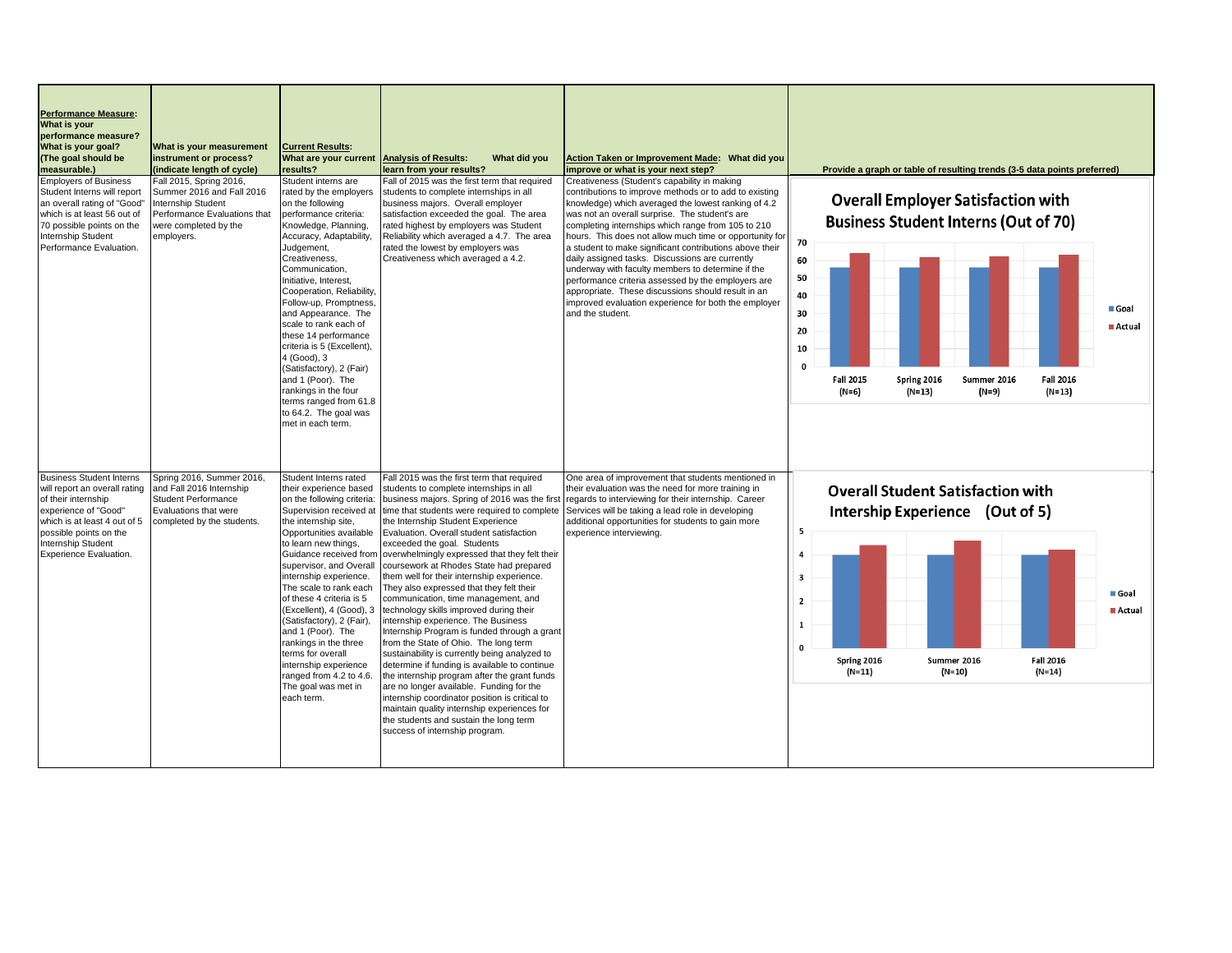| **Performance Measure:** What is your performance measure? What is your goal? (The goal should be measurable.) | What is your measurement instrument or process? (indicate length of cycle) | **Current Results:** What are your current results? | **Analysis of Results:** What did you learn from your results? | **Action Taken or Improvement Made:** What did you improve or what is your next step? | Provide a graph or table of resulting trends (3-5 data points preferred) |
|---|---|---|---|---|---|
| Employers of Business Student Interns will report an overall rating of "Good" which is at least 56 out of 70 possible points on the Internship Student Performance Evaluation. | Fall 2015, Spring 2016, Summer 2016 and Fall 2016 Internship Student Performance Evaluations that were completed by the employers. | Student interns are rated by the employers on the following performance criteria: Knowledge, Planning, Accuracy, Adaptability, Judgement, Creativeness, Communication, Initiative, Interest, Cooperation, Reliability, Follow-up, Promptness, and Appearance. The scale to rank each of these 14 performance criteria is 5 (Excellent), 4 (Good), 3 (Satisfactory), 2 (Fair) and 1 (Poor). The rankings in the four terms ranged from 61.8 to 64.2. The goal was met in each term. | Fall of 2015 was the first term that required students to complete internships in all business majors. Overall employer satisfaction exceeded the goal. The area rated highest by employers was Student Reliability which averaged a 4.7. The area rated the lowest by employers was Creativeness which averaged a 4.2. | Creativeness (Student's capability in making contributions to improve methods or to add to existing knowledge) which averaged the lowest ranking of 4.2 was not an overall surprise. The student's are completing internships which range from 105 to 210 hours. This does not allow much time or opportunity for a student to make significant contributions above their daily assigned tasks. Discussions are currently underway with faculty members to determine if the performance criteria assessed by the employers are appropriate. These discussions should result in an improved evaluation experience for both the employer and the student. | **Overall Employer Satisfaction with Business Student Interns (Out of 70)** — Goal / Actual: Fall 2015 (N=6), Spring 2016 (N=13), Summer 2016 (N=9), Fall 2016 (N=13) |
| Business Student Interns will report an overall rating of their internship experience of "Good" which is at least 4 out of 5 possible points on the Internship Student Experience Evaluation. | Spring 2016, Summer 2016, and Fall 2016 Internship Student Performance Evaluations that were completed by the students. | Student Interns rated their experience based on the following criteria: Supervision received at the internship site, Opportunities available to learn new things, Guidance received from supervisor, and Overall internship experience. The scale to rank each of these 4 criteria is 5 (Excellent), 4 (Good), 3 (Satisfactory), 2 (Fair), and 1 (Poor). The rankings in the three terms for overall internship experience ranged from 4.2 to 4.6. The goal was met in each term. | Fall 2015 was the first term that required students to complete internships in all business majors. Spring of 2016 was the first time that students were required to complete the Internship Student Experience Evaluation. Overall student satisfaction exceeded the goal. Students overwhelmingly expressed that they felt their coursework at Rhodes State had prepared them well for their internship experience. They also expressed that they felt their communication, time management, and technology skills improved during their internship experience. The Business Internship Program is funded through a grant from the State of Ohio. The long term sustainability is currently being analyzed to determine if funding is available to continue the internship program after the grant funds are no longer available. Funding for the internship coordinator position is critical to maintain quality internship experiences for the students and sustain the long term success of internship program. | One area of improvement that students mentioned in their evaluation was the need for more training in regards to interviewing for their internship. Career Services will be taking a lead role in developing additional opportunities for students to gain more experience interviewing. | **Overall Student Satisfaction with Intership Experience (Out of 5)** — Goal / Actual: Spring 2016 (N=11), Summer 2016 (N=10), Fall 2016 (N=14) |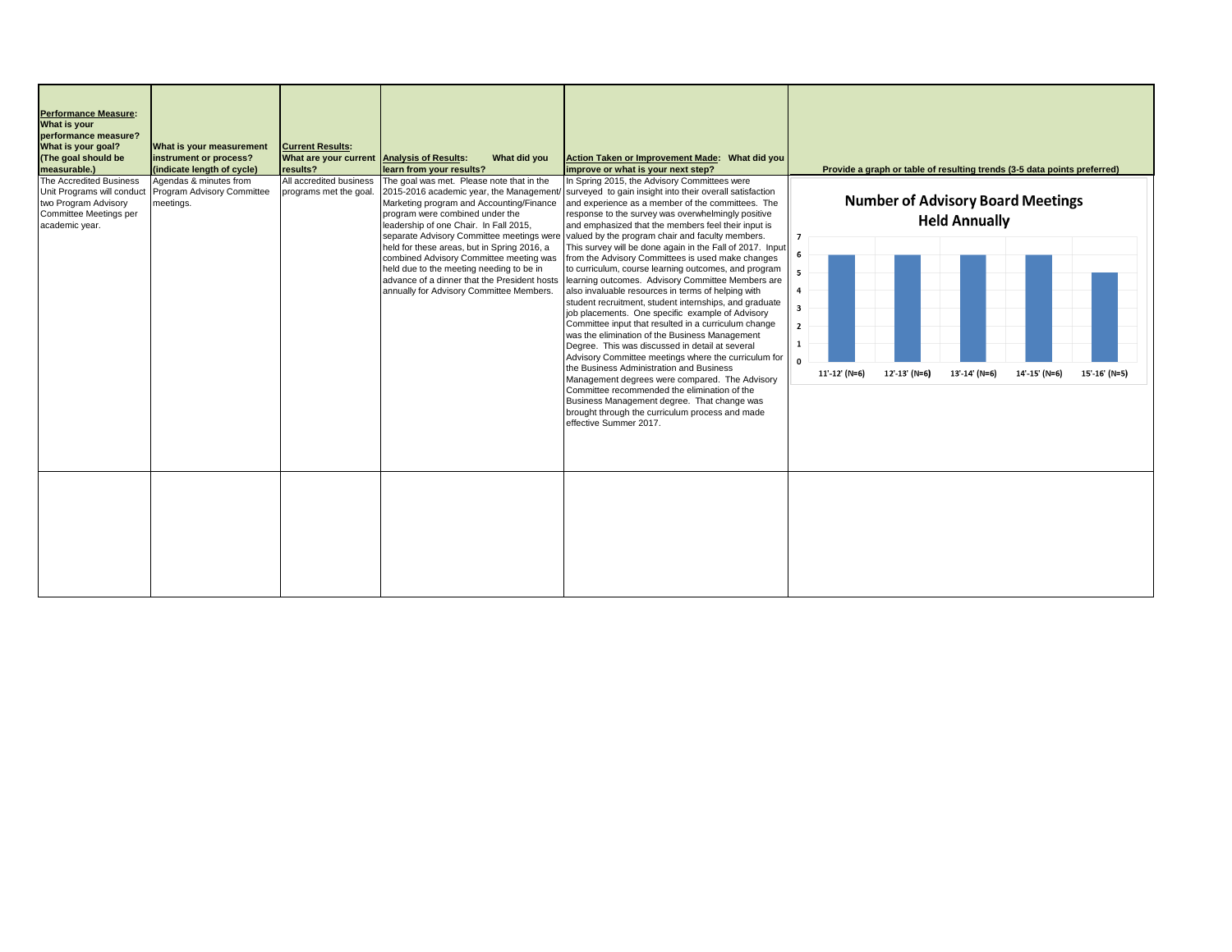| **Performance Measure:** What is your performance measure? What is your goal? (The goal should be measurable.) | What is your measurement instrument or process? (indicate length of cycle) | **Current Results:** What are your current results? | **Analysis of Results:** What did you learn from your results? | **Action Taken or Improvement Made:** What did you improve or what is your next step? | Provide a graph or table of resulting trends (3-5 data points preferred) |
|---|---|---|---|---|---|
| The Accredited Business Unit Programs will conduct two Program Advisory Committee Meetings per academic year. | Agendas & minutes from Program Advisory Committee meetings. | All accredited business programs met the goal. | The goal was met. Please note that in the 2015-2016 academic year, the Management/ Marketing program and Accounting/Finance program were combined under the leadership of one Chair. In Fall 2015, separate Advisory Committee meetings were held for these areas, but in Spring 2016, a combined Advisory Committee meeting was held due to the meeting needing to be in advance of a dinner that the President hosts annually for Advisory Committee Members. | In Spring 2015, the Advisory Committees were surveyed to gain insight into their overall satisfaction and experience as a member of the committees. The response to the survey was overwhelmingly positive and emphasized that the members feel their input is valued by the program chair and faculty members. This survey will be done again in the Fall of 2017. Input from the Advisory Committees is used make changes to curriculum, course learning outcomes, and program learning outcomes. Advisory Committee Members are also invaluable resources in terms of helping with student recruitment, student internships, and graduate job placements. One specific example of Advisory Committee input that resulted in a curriculum change was the elimination of the Business Management Degree. This was discussed in detail at several Advisory Committee meetings where the curriculum for the Business Administration and Business Management degrees were compared. The Advisory Committee recommended the elimination of the Business Management degree. That change was brought through the curriculum process and made effective Summer 2017. | **Number of Advisory Board Meetings Held Annually**<br><br>11'-12' (N=6): 6<br>12'-13' (N=6): 6<br>13'-14' (N=6): 6<br>14'-15' (N=6): 6<br>15'-16' (N=5): 5 |
| | | | | | |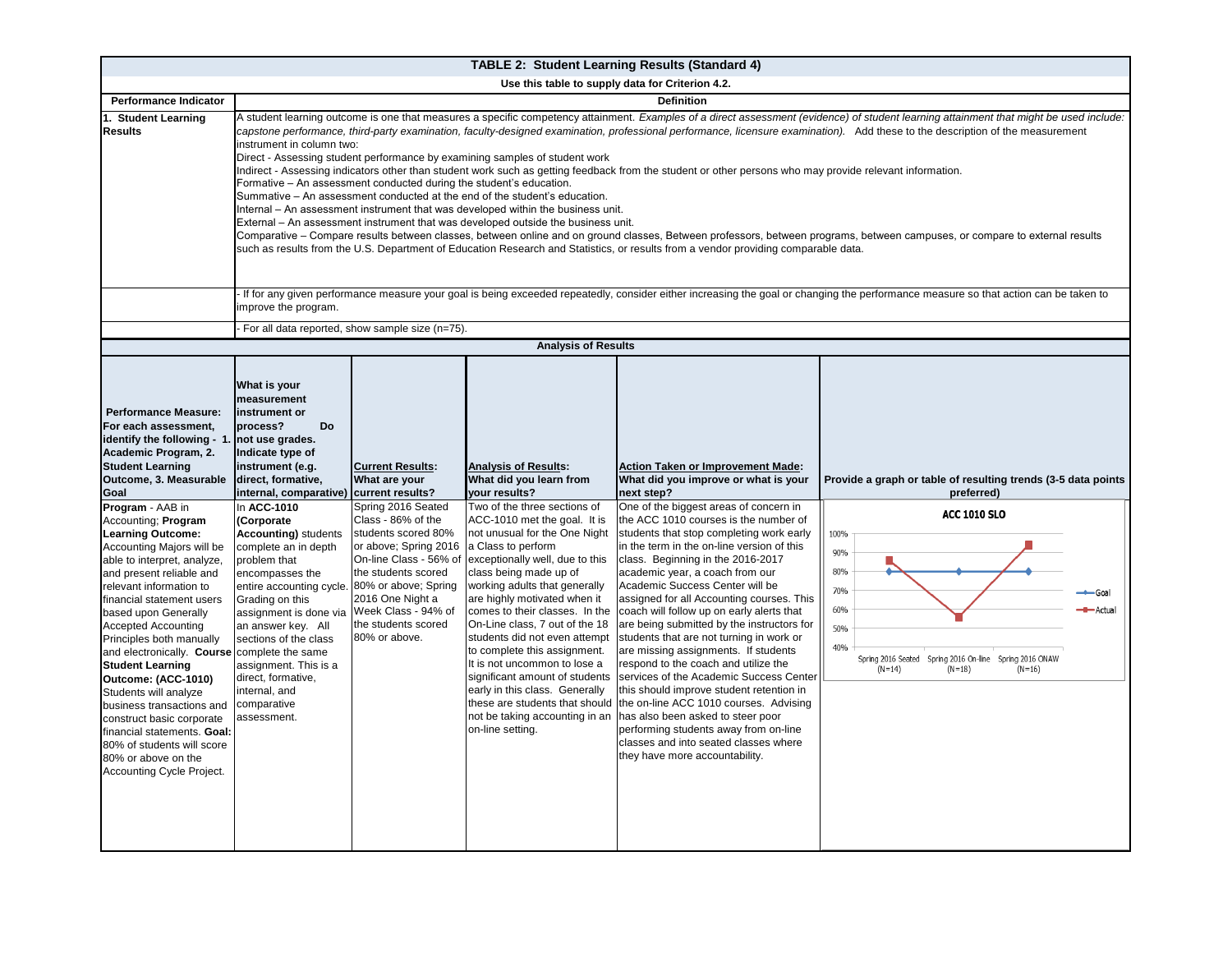## TABLE 2: Student Learning Results (Standard 4)

**Use this table to supply data for Criterion 4.2.**

| Performance Indicator | Definition |
|---|---|
| **1. Student Learning Results** | A student learning outcome is one that measures a specific competency attainment. *Examples of a direct assessment (evidence) of student learning attainment that might be used include: capstone performance, third-party examination, faculty-designed examination, professional performance, licensure examination).* Add these to the description of the measurement instrument in column two:<br>Direct - Assessing student performance by examining samples of student work<br>Indirect - Assessing indicators other than student work such as getting feedback from the student or other persons who may provide relevant information.<br>Formative – An assessment conducted during the student's education.<br>Summative – An assessment conducted at the end of the student's education.<br>Internal – An assessment instrument that was developed within the business unit.<br>External – An assessment instrument that was developed outside the business unit.<br>Comparative – Compare results between classes, between online and on ground classes, Between professors, between programs, between campuses, or compare to external results such as results from the U.S. Department of Education Research and Statistics, or results from a vendor providing comparable data. |
| | - If for any given performance measure your goal is being exceeded repeatedly, consider either increasing the goal or changing the performance measure so that action can be taken to improve the program. |
| | - For all data reported, show sample size (n=75). |

**Analysis of Results**

| **Performance Measure: For each assessment, identify the following - 1. Academic Program, 2. Student Learning Outcome, 3. Measurable Goal** | **What is your measurement instrument or process? Do not use grades. Indicate type of instrument (e.g. direct, formative, internal, comparative)** | **Current Results: What are your current results?** | **Analysis of Results: What did you learn from your results?** | **Action Taken or Improvement Made: What did you improve or what is your next step?** | **Provide a graph or table of resulting trends (3-5 data points preferred)** |
|---|---|---|---|---|---|
| **Program** - AAB in Accounting; **Program Learning Outcome:** Accounting Majors will be able to interpret, analyze, and present reliable and relevant information to financial statement users based upon Generally Accepted Accounting Principles both manually and electronically. **Course Student Learning Outcome: (ACC-1010)** Students will analyze business transactions and construct basic corporate financial statements. **Goal:** 80% of students will score 80% or above on the Accounting Cycle Project. | In **ACC-1010 (Corporate Accounting)** students complete an in depth problem that encompasses the entire accounting cycle. Grading on this assignment is done via an answer key. All sections of the class complete the same assignment. This is a direct, formative, internal, and comparative assessment. | Spring 2016 Seated Class - 86% of the students scored 80% or above; Spring 2016 On-line Class - 56% of the students scored 80% or above; Spring 2016 One Night a Week Class - 94% of the students scored 80% or above. | Two of the three sections of ACC-1010 met the goal. It is not unusual for the One Night a Class to perform exceptionally well, due to this class being made up of working adults that generally are highly motivated when it comes to their classes. In the On-Line class, 7 out of the 18 students did not even attempt to complete this assignment. It is not uncommon to lose a significant amount of students early in this class. Generally these are students that should not be taking accounting in an on-line setting. | One of the biggest areas of concern in the ACC 1010 courses is the number of students that stop completing work early in the term in the on-line version of this class. Beginning in the 2016-2017 academic year, a coach from our Academic Success Center will be assigned for all Accounting courses. This coach will follow up on early alerts that are being submitted by the instructors for students that are not turning in work or are missing assignments. If students respond to the coach and utilize the services of the Academic Success Center this should improve student retention in the on-line ACC 1010 courses. Advising has also been asked to steer poor performing students away from on-line classes and into seated classes where they have more accountability. | **ACC 1010 SLO**<br>Goal: Spring 2016 Seated (N=14) 80%; Spring 2016 On-line (N=18) 80%; Spring 2016 ONAW (N=16) 80%<br>Actual: Spring 2016 Seated (N=14) 86%; Spring 2016 On-line (N=18) 56%; Spring 2016 ONAW (N=16) 94% |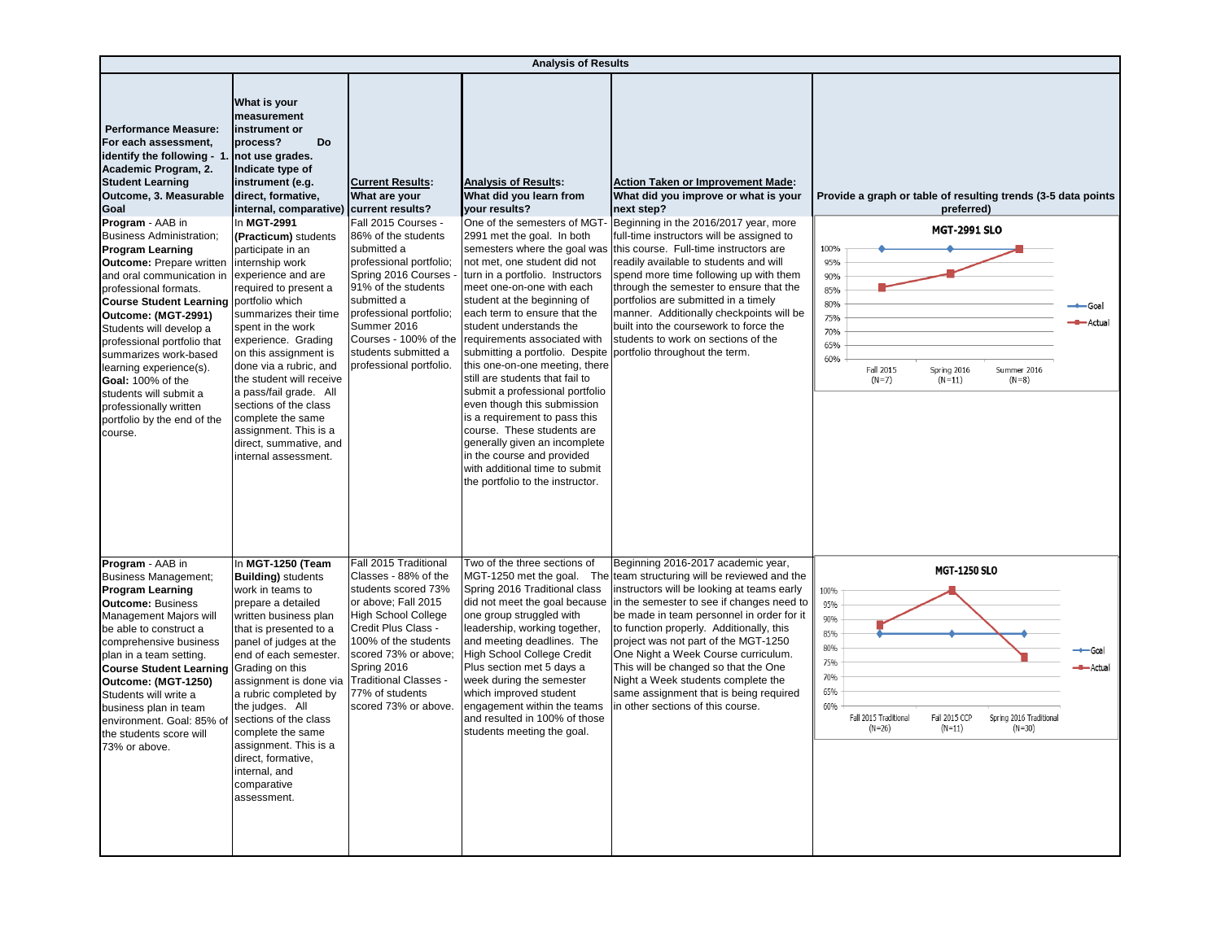| Analysis of Results | | | | | |
|---|---|---|---|---|---|
| **Performance Measure: For each assessment, identify the following - 1. Academic Program, 2. Student Learning Outcome, 3. Measurable Goal** | **What is your measurement instrument or process? Do not use grades. Indicate type of instrument (e.g. direct, formative, internal, comparative)** | **Current Results: What are your current results?** | **Analysis of Results: What did you learn from your results?** | **Action Taken or Improvement Made: What did you improve or what is your next step?** | **Provide a graph or table of resulting trends (3-5 data points preferred)** |
| **Program** - AAB in Business Administration; **Program Learning Outcome:** Prepare written and oral communication in professional formats. **Course Student Learning Outcome: (MGT-2991)** Students will develop a professional portfolio that summarizes work-based learning experience(s). **Goal:** 100% of the students will submit a professionally written portfolio by the end of the course. | In **MGT-2991 (Practicum)** students participate in an internship work experience and are required to present a portfolio which summarizes their time spent in the work experience. Grading on this assignment is done via a rubric, and the student will receive a pass/fail grade. All sections of the class complete the same assignment. This is a direct, summative, and internal assessment. | Fall 2015 Courses - 86% of the students submitted a professional portfolio; Spring 2016 Courses - 91% of the students submitted a professional portfolio; Summer 2016 Courses - 100% of the students submitted a professional portfolio. | One of the semesters of MGT-2991 met the goal. In both semesters where the goal was not met, one student did not turn in a portfolio. Instructors meet one-on-one with each student at the beginning of each term to ensure that the student understands the requirements associated with submitting a portfolio. Despite this one-on-one meeting, there still are students that fail to submit a professional portfolio even though this submission is a requirement to pass this course. These students are generally given an incomplete in the course and provided with additional time to submit the portfolio to the instructor. | Beginning in the 2016/2017 year, more full-time instructors will be assigned to this course. Full-time instructors are readily available to students and will spend more time following up with them through the semester to ensure that the portfolios are submitted in a timely manner. Additionally checkpoints will be built into the coursework to force the students to work on sections of the portfolio throughout the term. | **MGT-2991 SLO** (Goal vs. Actual): Fall 2015 (N=7): Goal 100%, Actual 86%; Spring 2016 (N=11): Goal 100%, Actual 91%; Summer 2016 (N=8): Goal 100%, Actual 100% |
| **Program** - AAB in Business Management; **Program Learning Outcome:** Business Management Majors will be able to construct a comprehensive business plan in a team setting. **Course Student Learning Outcome: (MGT-1250)** Students will write a business plan in team environment. Goal: 85% of the students score will 73% or above. | In **MGT-1250 (Team Building)** students work in teams to prepare a detailed written business plan that is presented to a panel of judges at the end of each semester. Grading on this assignment is done via a rubric completed by the judges. All sections of the class complete the same assignment. This is a direct, formative, internal, and comparative assessment. | Fall 2015 Traditional Classes - 88% of the students scored 73% or above; Fall 2015 High School College Credit Plus Class - 100% of the students scored 73% or above; Spring 2016 Traditional Classes - 77% of students scored 73% or above. | Two of the three sections of MGT-1250 met the goal. The Spring 2016 Traditional class did not meet the goal because one group struggled with leadership, working together, and meeting deadlines. The High School College Credit Plus section met 5 days a week during the semester which improved student engagement within the teams and resulted in 100% of those students meeting the goal. | Beginning 2016-2017 academic year, team structuring will be reviewed and the instructors will be looking at teams early in the semester to see if changes need to be made in team personnel in order for it to function properly. Additionally, this project was not part of the MGT-1250 One Night a Week Course curriculum. This will be changed so that the One Night a Week students complete the same assignment that is being required in other sections of this course. | **MGT-1250 SLO** (Goal vs. Actual): Fall 2015 Traditional (N=26): Goal 85%, Actual 88%; Fall 2015 CCP (N=11): Goal 85%, Actual 100%; Spring 2016 Traditional (N=30): Goal 85%, Actual 77% |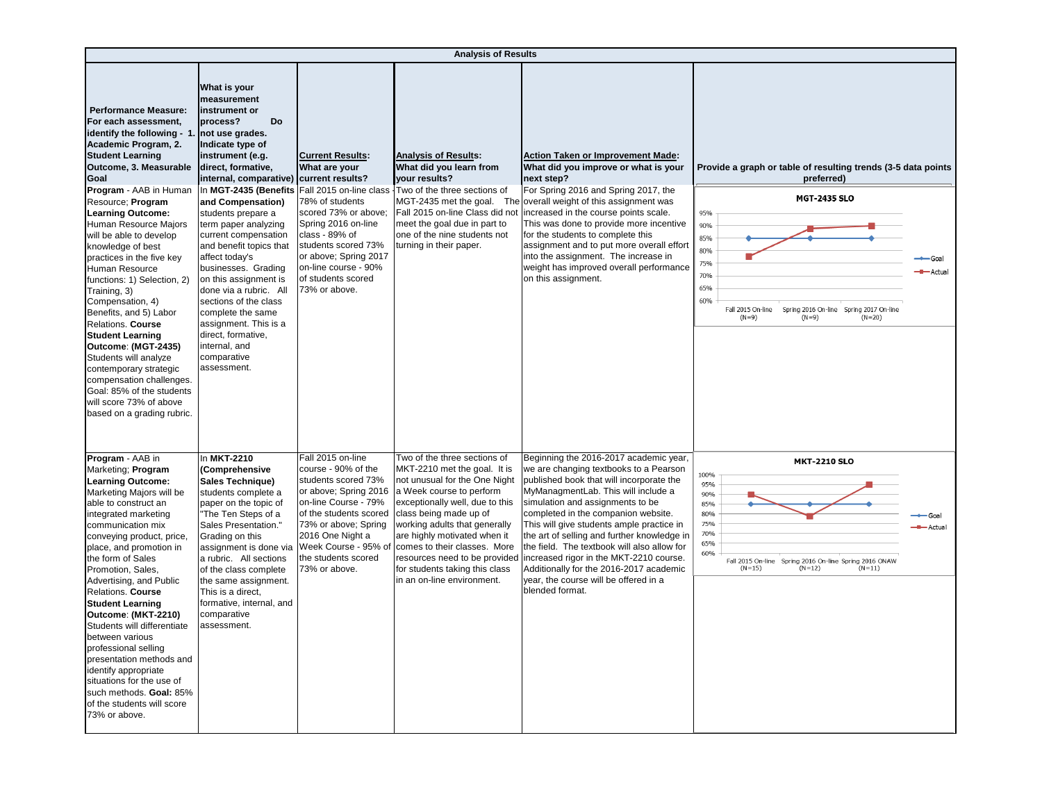| Analysis of Results | | | | | |
|---|---|---|---|---|---|
| **Performance Measure: For each assessment, identify the following - 1. Academic Program, 2. Student Learning Outcome, 3. Measurable Goal** | **What is your measurement instrument or process? Do not use grades. Indicate type of instrument (e.g. direct, formative, internal, comparative)** | **Current Results: What are your current results?** | **Analysis of Results: What did you learn from your results?** | **Action Taken or Improvement Made: What did you improve or what is your next step?** | **Provide a graph or table of resulting trends (3-5 data points preferred)** |
| **Program** - AAB in Human Resource; **Program Learning Outcome:** Human Resource Majors will be able to develop knowledge of best practices in the five key Human Resource functions: 1) Selection, 2) Training, 3) Compensation, 4) Benefits, and 5) Labor Relations. **Course Student Learning Outcome**: **(MGT-2435)** Students will analyze contemporary strategic compensation challenges. Goal: 85% of the students will score 73% of above based on a grading rubric. | In **MGT-2435 (Benefits and Compensation)** students prepare a term paper analyzing current compensation and benefit topics that affect today's businesses. Grading on this assignment is done via a rubric. All sections of the class complete the same assignment. This is a direct, formative, internal, and comparative assessment. | Fall 2015 on-line class - 78% of students scored 73% or above; Spring 2016 on-line class - 89% of students scored 73% or above; Spring 2017 on-line course - 90% of students scored 73% or above. | Two of the three sections of MGT-2435 met the goal. The Fall 2015 on-line Class did not meet the goal due in part to one of the nine students not turning in their paper. | For Spring 2016 and Spring 2017, the overall weight of this assignment was increased in the course points scale. This was done to provide more incentive for the students to complete this assignment and to put more overall effort into the assignment. The increase in weight has improved overall performance on this assignment. | **MGT-2435 SLO**<br>Goal: Fall 2015 On-line (N=9) 85%; Spring 2016 On-line (N=9) 85%; Spring 2017 On-line (N=20) 85%<br>Actual: Fall 2015 On-line (N=9) 78%; Spring 2016 On-line (N=9) 89%; Spring 2017 On-line (N=20) 90% |
| **Program** - AAB in Marketing; **Program Learning Outcome:** Marketing Majors will be able to construct an integrated marketing communication mix conveying product, price, place, and promotion in the form of Sales Promotion, Sales, Advertising, and Public Relations. **Course Student Learning Outcome**: **(MKT-2210)** Students will differentiate between various professional selling presentation methods and identify appropriate situations for the use of such methods. **Goal:** 85% of the students will score 73% or above. | In **MKT-2210 (Comprehensive Sales Technique)** students complete a paper on the topic of "The Ten Steps of a Sales Presentation." Grading on this assignment is done via a rubric. All sections of the class complete the same assignment. This is a direct, formative, internal, and comparative assessment. | Fall 2015 on-line course - 90% of the students scored 73% or above; Spring 2016 on-line Course - 79% of the students scored 73% or above; Spring 2016 One Night a Week Course - 95% of the students scored 73% or above. | Two of the three sections of MKT-2210 met the goal. It is not unusual for the One Night a Week course to perform exceptionally well, due to this class being made up of working adults that generally are highly motivated when it comes to their classes. More resources need to be provided for students taking this class in an on-line environment. | Beginning the 2016-2017 academic year, we are changing textbooks to a Pearson published book that will incorporate the MyManagmentLab. This will include a simulation and assignments to be completed in the companion website. This will give students ample practice in the art of selling and further knowledge in the field. The textbook will also allow for increased rigor in the MKT-2210 course. Additionally for the 2016-2017 academic year, the course will be offered in a blended format. | **MKT-2210 SLO**<br>Goal: Fall 2015 On-line (N=15) 85%; Spring 2016 On-line (N=12) 85%; Spring 2016 ONAW (N=11) 85%<br>Actual: Fall 2015 On-line (N=15) 90%; Spring 2016 On-line (N=12) 79%; Spring 2016 ONAW (N=11) 95% |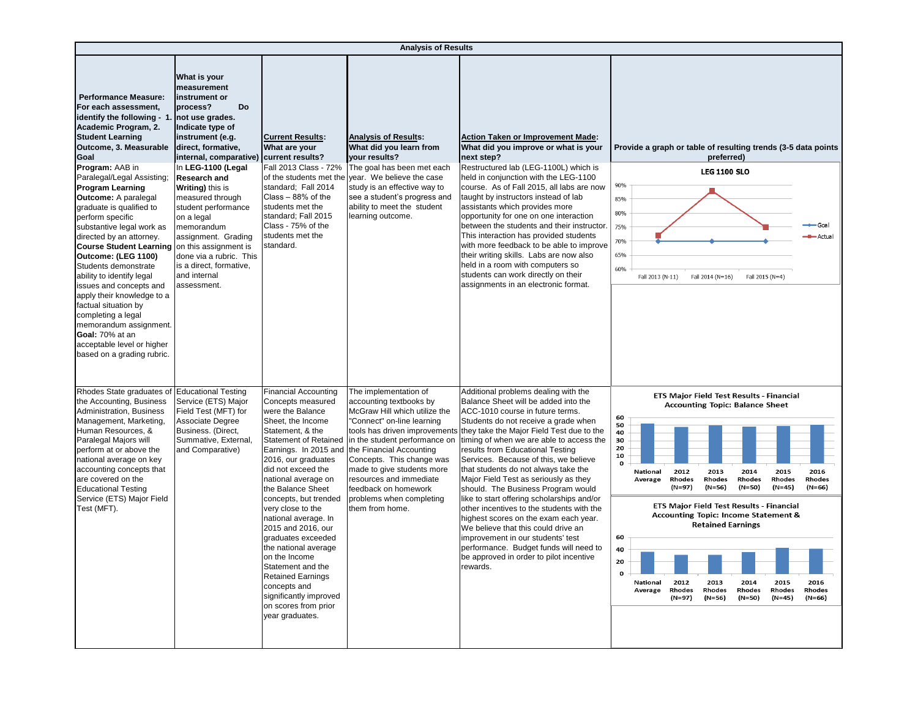## Analysis of Results

| Performance Measure: For each assessment, identify the following - 1. Academic Program, 2. Student Learning Outcome, 3. Measurable Goal | What is your measurement instrument or process? Do not use grades. Indicate type of instrument (e.g. direct, formative, internal, comparative) | Current Results: What are your current results? | Analysis of Results: What did you learn from your results? | Action Taken or Improvement Made: What did you improve or what is your next step? | Provide a graph or table of resulting trends (3-5 data points preferred) |
|---|---|---|---|---|---|
| **Program:** AAB in Paralegal/Legal Assisting; **Program Learning Outcome:** A paralegal graduate is qualified to perform specific substantive legal work as directed by an attorney. **Course Student Learning Outcome: (LEG 1100)** Students demonstrate ability to identify legal issues and concepts and apply their knowledge to a factual situation by completing a legal memorandum assignment. **Goal:** 70% at an acceptable level or higher based on a grading rubric. | In **LEG-1100 (Legal Research and Writing)** this is measured through student performance on a legal memorandum assignment. Grading on this assignment is done via a rubric. This is a direct, formative, and internal assessment. | Fall 2013 Class - 72% of the students met the standard; Fall 2014 Class – 88% of the students met the standard; Fall 2015 Class - 75% of the students met the standard. | The goal has been met each year. We believe the case study is an effective way to see a student's progress and ability to meet the student learning outcome. | Restructured lab (LEG-1100L) which is held in conjunction with the LEG-1100 course. As of Fall 2015, all labs are now taught by instructors instead of lab assistants which provides more opportunity for one on one interaction between the students and their instructor. This interaction has provided students with more feedback to be able to improve their writing skills. Labs are now also held in a room with computers so students can work directly on their assignments in an electronic format. | **LEG 1100 SLO** (Goal: 70% for Fall 2013 (N=11), Fall 2014 (N=16), Fall 2015 (N=4); Actual: 72%, 88%, 75%) |
| Rhodes State graduates of the Accounting, Business Administration, Business Management, Marketing, Human Resources, & Paralegal Majors will perform at or above the national average on key accounting concepts that are covered on the Educational Testing Service (ETS) Major Field Test (MFT). | Educational Testing Service (ETS) Major Field Test (MFT) for Associate Degree Business. (Direct, Summative, External, and Comparative) | Financial Accounting Concepts measured were the Balance Sheet, the Income Statement, & the Statement of Retained Earnings. In 2015 and 2016, our graduates did not exceed the national average on the Balance Sheet concepts, but trended very close to the national average. In 2015 and 2016, our graduates exceeded the national average on the Income Statement and the Retained Earnings concepts and significantly improved on scores from prior year graduates. | The implementation of accounting textbooks by McGraw Hill which utilize the "Connect" on-line learning tools has driven improvements in the student performance on the Financial Accounting Concepts. This change was made to give students more resources and immediate feedback on homework problems when completing them from home. | Additional problems dealing with the Balance Sheet will be added into the ACC-1010 course in future terms. Students do not receive a grade when they take the Major Field Test due to the timing of when we are able to access the results from Educational Testing Services. Because of this, we believe that students do not always take the Major Field Test as seriously as they should. The Business Program would like to start offering scholarships and/or other incentives to the students with the highest scores on the exam each year. We believe that this could drive an improvement in our students' test performance. Budget funds will need to be approved in order to pilot incentive rewards. | **ETS Major Field Test Results - Financial Accounting Topic: Balance Sheet** (National Average; 2012 Rhodes (N=97); 2013 Rhodes (N=56); 2014 Rhodes (N=50); 2015 Rhodes (N=45); 2016 Rhodes (N=66)) **ETS Major Field Test Results - Financial Accounting Topic: Income Statement & Retained Earnings** (National Average; 2012 Rhodes (N=97); 2013 Rhodes (N=56); 2014 Rhodes (N=50); 2015 Rhodes (N=45); 2016 Rhodes (N=66)) |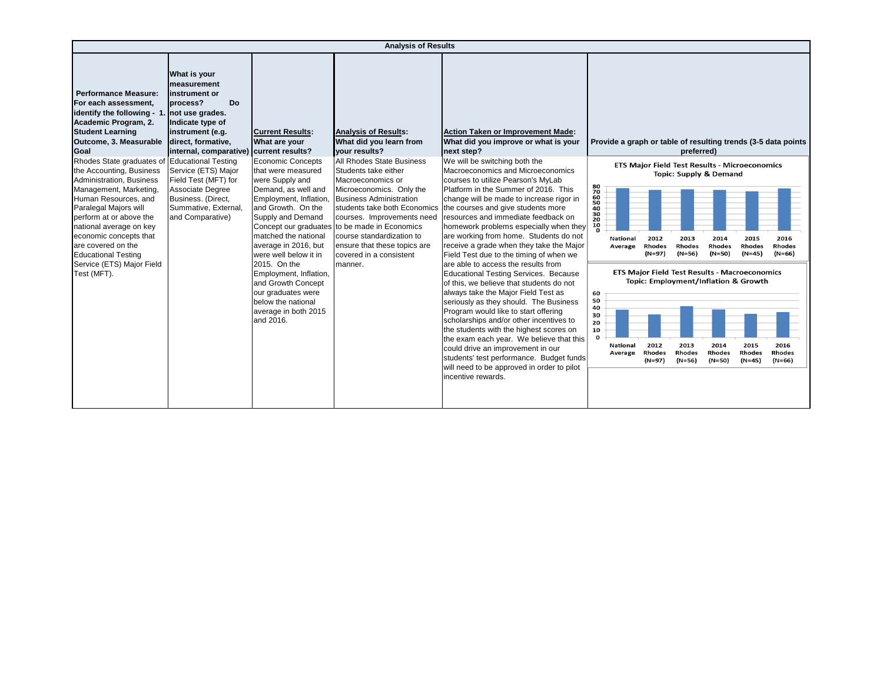| Analysis of Results | | | | | |
|---|---|---|---|---|---|
| **Performance Measure: For each assessment, identify the following - 1. Academic Program, 2. Student Learning Outcome, 3. Measurable Goal** | **What is your measurement instrument or process? Do not use grades. Indicate type of instrument (e.g. direct, formative, internal, comparative)** | **<u>Current Results</u>: What are your current results?** | **<u>Analysis of Results</u>: What did you learn from your results?** | **<u>Action Taken or Improvement Made</u>: What did you improve or what is your next step?** | **Provide a graph or table of resulting trends (3-5 data points preferred)** |
| Rhodes State graduates of the Accounting, Business Administration, Business Management, Marketing, Human Resources, and Paralegal Majors will perform at or above the national average on key economic concepts that are covered on the Educational Testing Service (ETS) Major Field Test (MFT). | Educational Testing Service (ETS) Major Field Test (MFT) for Associate Degree Business. (Direct, Summative, External, and Comparative) | Economic Concepts that were measured were Supply and Demand, as well and Employment, Inflation, and Growth. On the Supply and Demand Concept our graduates matched the national average in 2016, but were well below it in 2015. On the Employment, Inflation, and Growth Concept our graduates were below the national average in both 2015 and 2016. | All Rhodes State Business Students take either Macroeconomics or Microeconomics. Only the Business Administration students take both Economics courses. Improvements need to be made in Economics course standardization to ensure that these topics are covered in a consistent manner. | We will be switching both the Macroeconomics and Microeconomics courses to utilize Pearson's MyLab Platform in the Summer of 2016. This change will be made to increase rigor in the courses and give students more resources and immediate feedback on homework problems especially when they are working from home. Students do not receive a grade when they take the Major Field Test due to the timing of when we are able to access the results from Educational Testing Services. Because of this, we believe that students do not always take the Major Field Test as seriously as they should. The Business Program would like to start offering scholarships and/or other incentives to the students with the highest scores on the exam each year. We believe that this could drive an improvement in our students' test performance. Budget funds will need to be approved in order to pilot incentive rewards. | **ETS Major Field Test Results - Microeconomics Topic: Supply & Demand** (bar chart: National Average; 2012 Rhodes (N=97); 2013 Rhodes (N=56); 2014 Rhodes (N=50); 2015 Rhodes (N=45); 2016 Rhodes (N=66)) **ETS Major Field Test Results - Macroeconomics Topic: Employment/Inflation & Growth** (bar chart: National Average; 2012 Rhodes (N=97); 2013 Rhodes (N=56); 2014 Rhodes (N=50); 2015 Rhodes (N=45); 2016 Rhodes (N=66)) |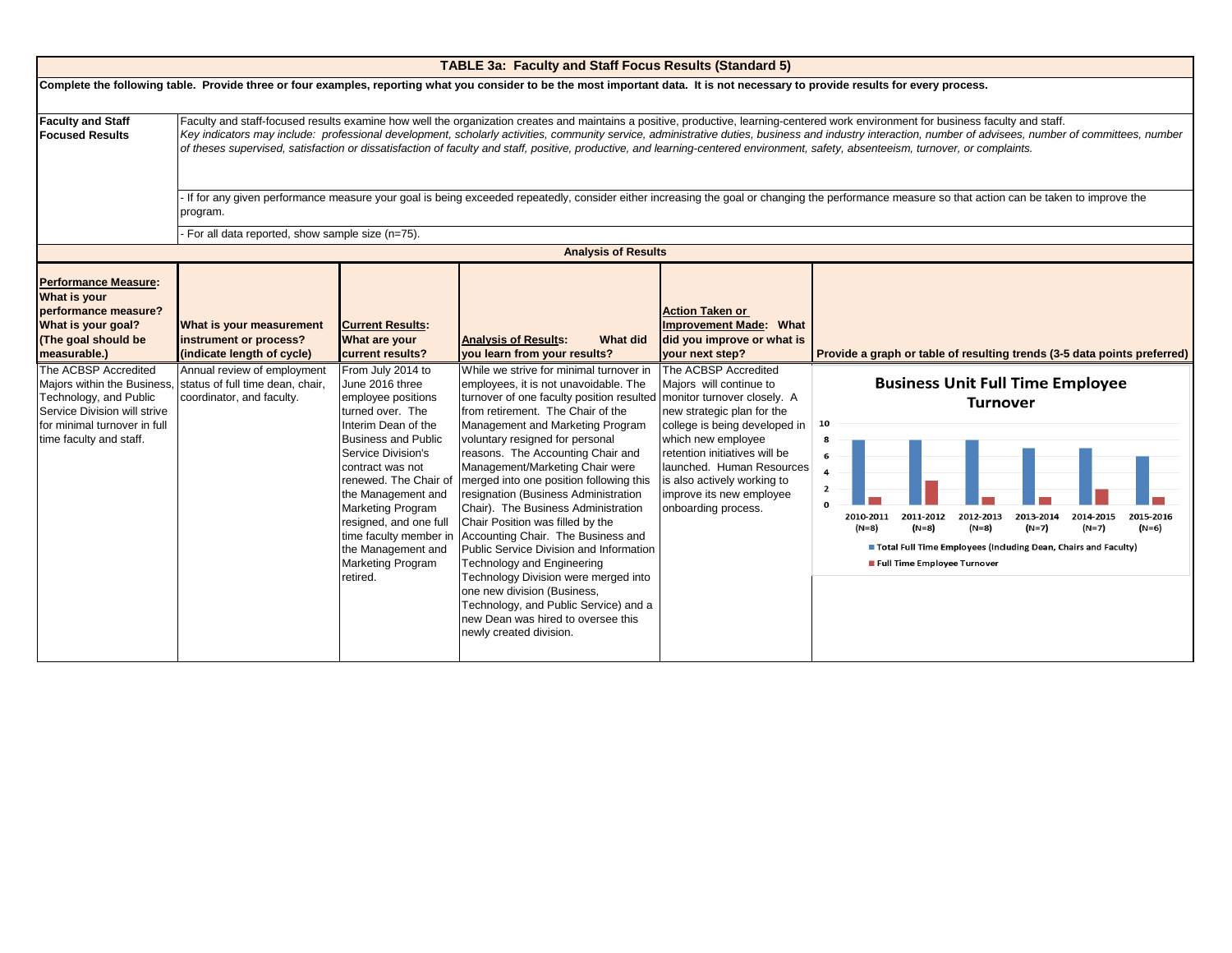# TABLE 3a: Faculty and Staff Focus Results (Standard 5)

**Complete the following table. Provide three or four examples, reporting what you consider to be the most important data. It is not necessary to provide results for every process.**

| | |
|---|---|
| **Faculty and Staff Focused Results** | Faculty and staff-focused results examine how well the organization creates and maintains a positive, productive, learning-centered work environment for business faculty and staff. *Key indicators may include: professional development, scholarly activities, community service, administrative duties, business and industry interaction, number of advisees, number of committees, number of theses supervised, satisfaction or dissatisfaction of faculty and staff, positive, productive, and learning-centered environment, safety, absenteeism, turnover, or complaints.* |
| | - If for any given performance measure your goal is being exceeded repeatedly, consider either increasing the goal or changing the performance measure so that action can be taken to improve the program. |
| | - For all data reported, show sample size (n=75). |

## Analysis of Results

| **Performance Measure: What is your performance measure? What is your goal? (The goal should be measurable.)** | **What is your measurement instrument or process? (indicate length of cycle)** | **Current Results: What are your current results?** | **Analysis of Results: What did you learn from your results?** | **Action Taken or Improvement Made: What did you improve or what is your next step?** | **Provide a graph or table of resulting trends (3-5 data points preferred)** |
|---|---|---|---|---|---|
| The ACBSP Accredited Majors within the Business, Technology, and Public Service Division will strive for minimal turnover in full time faculty and staff. | Annual review of employment status of full time dean, chair, coordinator, and faculty. | From July 2014 to June 2016 three employee positions turned over. The Interim Dean of the Business and Public Service Division's contract was not renewed. The Chair of the Management and Marketing Program resigned, and one full time faculty member in the Management and Marketing Program retired. | While we strive for minimal turnover in employees, it is not unavoidable. The turnover of one faculty position resulted from retirement. The Chair of the Management and Marketing Program voluntary resigned for personal reasons. The Accounting Chair and Management/Marketing Chair were merged into one position following this resignation (Business Administration Chair). The Business Administration Chair Position was filled by the Accounting Chair. The Business and Public Service Division and Information Technology and Engineering Technology Division were merged into one new division (Business, Technology, and Public Service) and a new Dean was hired to oversee this newly created division. | The ACBSP Accredited Majors will continue to monitor turnover closely. A new strategic plan for the college is being developed in which new employee retention initiatives will be launched. Human Resources is also actively working to improve its new employee onboarding process. | **Business Unit Full Time Employee Turnover** (chart) |

Business Unit Full Time Employee Turnover

| Year | Total Full Time Employees (Including Dean, Chairs and Faculty) | Full Time Employee Turnover |
|---|---|---|
| 2010-2011 (N=8) | 8 | 1 |
| 2011-2012 (N=8) | 8 | 3 |
| 2012-2013 (N=8) | 8 | 1 |
| 2013-2014 (N=7) | 7 | 1 |
| 2014-2015 (N=7) | 7 | 2 |
| 2015-2016 (N=6) | 6 | 1 |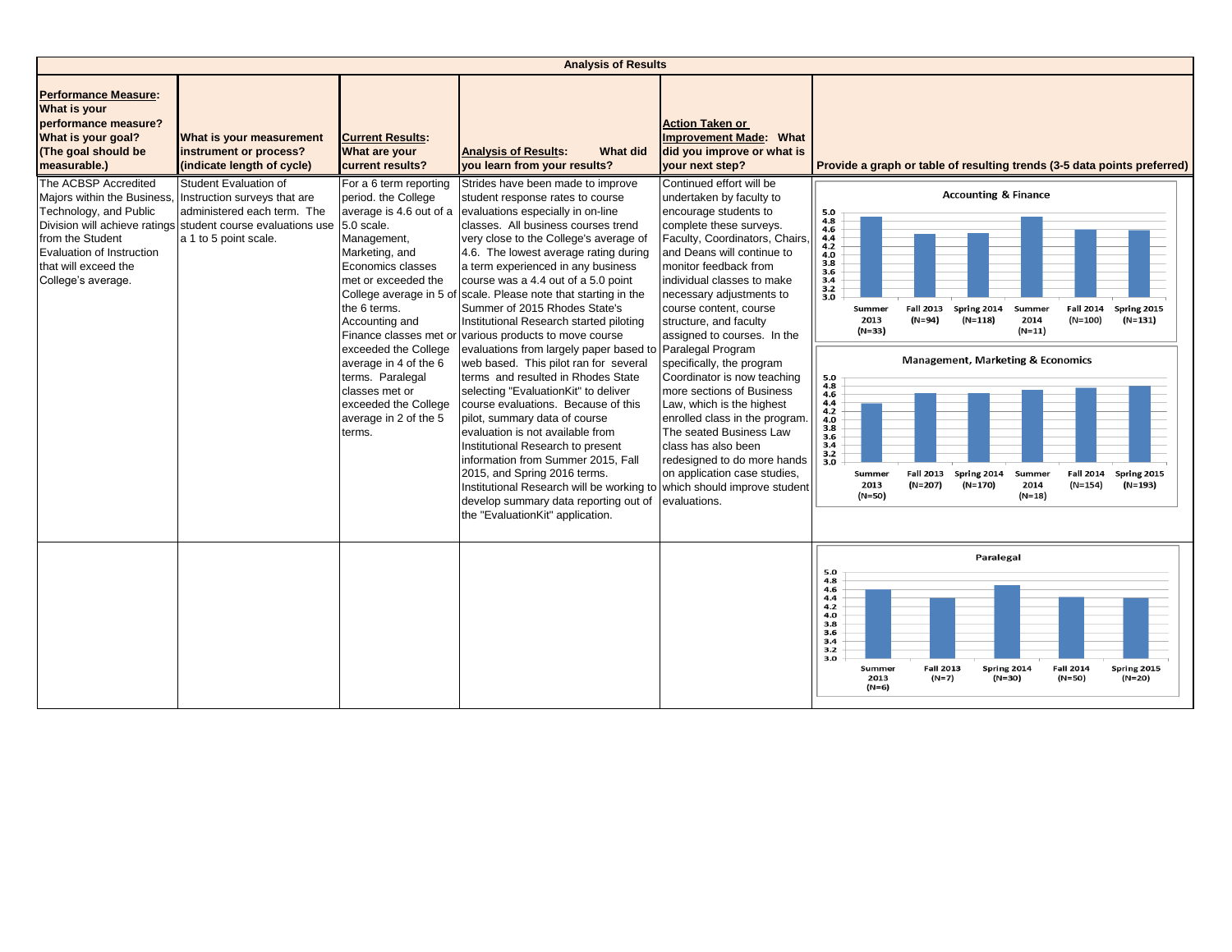| Analysis of Results | | | | | |
|---|---|---|---|---|---|
| **Performance Measure: What is your performance measure? What is your goal? (The goal should be measurable.)** | **What is your measurement instrument or process? (indicate length of cycle)** | **Current Results: What are your current results?** | **Analysis of Results: What did you learn from your results?** | **Action Taken or Improvement Made: What did you improve or what is your next step?** | **Provide a graph or table of resulting trends (3-5 data points preferred)** |
| The ACBSP Accredited Majors within the Business, Technology, and Public Division will achieve ratings from the Student Evaluation of Instruction that will exceed the College's average. | Student Evaluation of Instruction surveys that are administered each term. The student course evaluations use a 1 to 5 point scale. | For a 6 term reporting period. the College average is 4.6 out of a 5.0 scale. Management, Marketing, and Economics classes met or exceeded the College average in 5 of the 6 terms. Accounting and Finance classes met or exceeded the College average in 4 of the 6 terms. Paralegal classes met or exceeded the College average in 2 of the 5 terms. | Strides have been made to improve student response rates to course evaluations especially in on-line classes. All business courses trend very close to the College's average of 4.6. The lowest average rating during a term experienced in any business course was a 4.4 out of a 5.0 point scale. Please note that starting in the Summer of 2015 Rhodes State's Institutional Research started piloting various products to move course evaluations from largely paper based to web based. This pilot ran for several terms and resulted in Rhodes State selecting "EvaluationKit" to deliver course evaluations. Because of this pilot, summary data of course evaluation is not available from Institutional Research to present information from Summer 2015, Fall 2015, and Spring 2016 terms. Institutional Research will be working to develop summary data reporting out of the "EvaluationKit" application. | Continued effort will be undertaken by faculty to encourage students to complete these surveys. Faculty, Coordinators, Chairs, and Deans will continue to monitor feedback from individual classes to make necessary adjustments to course content, course structure, and faculty assigned to courses. In the Paralegal Program specifically, the program Coordinator is now teaching more sections of Business Law, which is the highest enrolled class in the program. The seated Business Law class has also been redesigned to do more hands on application case studies, which should improve student evaluations. | **Accounting & Finance** (bar chart, scale 3.0–5.0): Summer 2013 (N=33); Fall 2013 (N=94); Spring 2014 (N=118); Summer 2014 (N=11); Fall 2014 (N=100); Spring 2015 (N=131)<br><br>**Management, Marketing & Economics** (bar chart, scale 3.0–5.0): Summer 2013 (N=50); Fall 2013 (N=207); Spring 2014 (N=170); Summer 2014 (N=18); Fall 2014 (N=154); Spring 2015 (N=193) |
| | | | | | **Paralegal** (bar chart, scale 3.0–5.0): Summer 2013 (N=6); Fall 2013 (N=7); Spring 2014 (N=30); Fall 2014 (N=50); Spring 2015 (N=20) |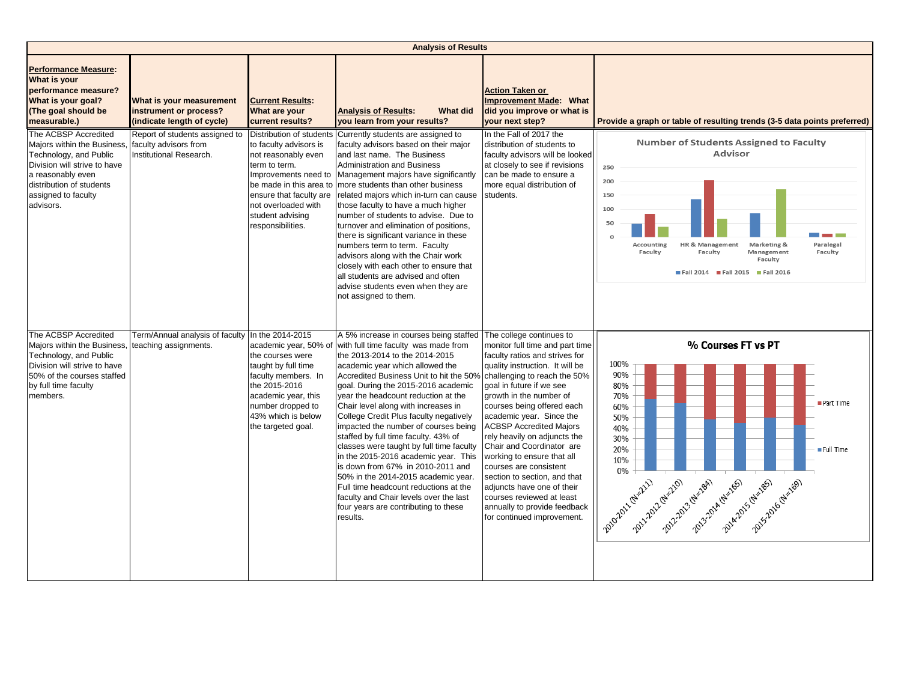| Analysis of Results | | | | | |
|---|---|---|---|---|---|
| **Performance Measure: What is your performance measure? What is your goal? (The goal should be measurable.)** | **What is your measurement instrument or process? (indicate length of cycle)** | **Current Results: What are your current results?** | **Analysis of Results: What did you learn from your results?** | **Action Taken or Improvement Made: What did you improve or what is your next step?** | **Provide a graph or table of resulting trends (3-5 data points preferred)** |
| The ACBSP Accredited Majors within the Business, Technology, and Public Division will strive to have a reasonably even distribution of students assigned to faculty advisors. | Report of students assigned to faculty advisors from Institutional Research. | Distribution of students to faculty advisors is not reasonably even term to term. Improvements need to be made in this area to ensure that faculty are not overloaded with student advising responsibilities. | Currently students are assigned to faculty advisors based on their major and last name. The Business Administration and Business Management majors have significantly more students than other business related majors which in-turn can cause those faculty to have a much higher number of students to advise. Due to turnover and elimination of positions, there is significant variance in these numbers term to term. Faculty advisors along with the Chair work closely with each other to ensure that all students are advised and often advise students even when they are not assigned to them. | In the Fall of 2017 the distribution of students to faculty advisors will be looked at closely to see if revisions can be made to ensure a more equal distribution of students. | **Number of Students Assigned to Faculty Advisor** (Fall 2014, Fall 2015, Fall 2016): Accounting Faculty; HR & Management Faculty; Marketing & Management Faculty; Paralegal Faculty |
| The ACBSP Accredited Majors within the Business, Technology, and Public Division will strive to have 50% of the courses staffed by full time faculty members. | Term/Annual analysis of faculty teaching assignments. | In the 2014-2015 academic year, 50% of the courses were taught by full time faculty members. In the 2015-2016 academic year, this number dropped to 43% which is below the targeted goal. | A 5% increase in courses being staffed with full time faculty was made from the 2013-2014 to the 2014-2015 academic year which allowed the Accredited Business Unit to hit the 50% goal. During the 2015-2016 academic year the headcount reduction at the Chair level along with increases in College Credit Plus faculty negatively impacted the number of courses being staffed by full time faculty. 43% of classes were taught by full time faculty in the 2015-2016 academic year. This is down from 67% in 2010-2011 and 50% in the 2014-2015 academic year. Full time headcount reductions at the faculty and Chair levels over the last four years are contributing to these results. | The college continues to monitor full time and part time faculty ratios and strives for quality instruction. It will be challenging to reach the 50% goal in future if we see growth in the number of courses being offered each academic year. Since the ACBSP Accredited Majors rely heavily on adjuncts the Chair and Coordinator are working to ensure that all courses are consistent section to section, and that adjuncts have one of their courses reviewed at least annually to provide feedback for continued improvement. | **% Courses FT vs PT** (Full Time, Part Time): 2010-2011 (N=211); 2011-2012 (N=210); 2012-2013 (N=184); 2013-2014 (N=165); 2014-2015 (N=185); 2015-2016 (N=169) |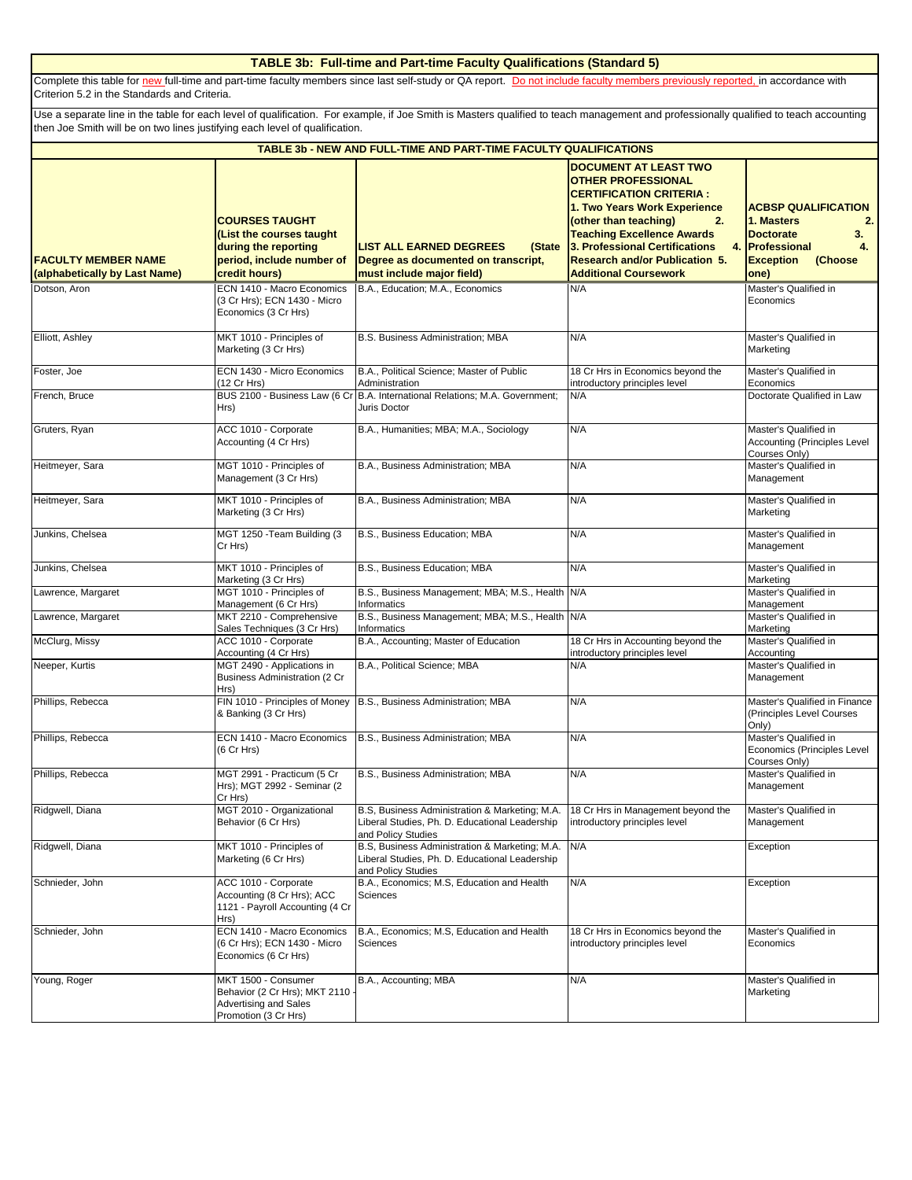## TABLE 3b: Full-time and Part-time Faculty Qualifications (Standard 5)

Complete this table for new full-time and part-time faculty members since last self-study or QA report. Do not include faculty members previously reported, in accordance with Criterion 5.2 in the Standards and Criteria.

Use a separate line in the table for each level of qualification. For example, if Joe Smith is Masters qualified to teach management and professionally qualified to teach accounting then Joe Smith will be on two lines justifying each level of qualification.

### TABLE 3b - NEW AND FULL-TIME AND PART-TIME FACULTY QUALIFICATIONS

| FACULTY MEMBER NAME (alphabetically by Last Name) | COURSES TAUGHT (List the courses taught during the reporting period, include number of credit hours) | LIST ALL EARNED DEGREES (State Degree as documented on transcript, must include major field) | DOCUMENT AT LEAST TWO OTHER PROFESSIONAL CERTIFICATION CRITERIA : 1. Two Years Work Experience (other than teaching) 2. Teaching Excellence Awards 3. Professional Certifications 4. Research and/or Publication 5. Additional Coursework | ACBSP QUALIFICATION 1. Masters 2. Doctorate 3. Professional 4. Exception (Choose one) |
|---|---|---|---|---|
| Dotson, Aron | ECN 1410 - Macro Economics (3 Cr Hrs); ECN 1430 - Micro Economics (3 Cr Hrs) | B.A., Education; M.A., Economics | N/A | Master's Qualified in Economics |
| Elliott, Ashley | MKT 1010 - Principles of Marketing (3 Cr Hrs) | B.S. Business Administration; MBA | N/A | Master's Qualified in Marketing |
| Foster, Joe | ECN 1430 - Micro Economics (12 Cr Hrs) | B.A., Political Science; Master of Public Administration | 18 Cr Hrs in Economics beyond the introductory principles level | Master's Qualified in Economics |
| French, Bruce | BUS 2100 - Business Law (6 Cr Hrs) | B.A. International Relations; M.A. Government; Juris Doctor | N/A | Doctorate Qualified in Law |
| Gruters, Ryan | ACC 1010 - Corporate Accounting (4 Cr Hrs) | B.A., Humanities; MBA; M.A., Sociology | N/A | Master's Qualified in Accounting (Principles Level Courses Only) |
| Heitmeyer, Sara | MGT 1010 - Principles of Management (3 Cr Hrs) | B.A., Business Administration; MBA | N/A | Master's Qualified in Management |
| Heitmeyer, Sara | MKT 1010 - Principles of Marketing (3 Cr Hrs) | B.A., Business Administration; MBA | N/A | Master's Qualified in Marketing |
| Junkins, Chelsea | MGT 1250 -Team Building (3 Cr Hrs) | B.S., Business Education; MBA | N/A | Master's Qualified in Management |
| Junkins, Chelsea | MKT 1010 - Principles of Marketing (3 Cr Hrs) | B.S., Business Education; MBA | N/A | Master's Qualified in Marketing |
| Lawrence, Margaret | MGT 1010 - Principles of Management (6 Cr Hrs) | B.S., Business Management; MBA; M.S., Health Informatics | N/A | Master's Qualified in Management |
| Lawrence, Margaret | MKT 2210 - Comprehensive Sales Techniques (3 Cr Hrs) | B.S., Business Management; MBA; M.S., Health Informatics | N/A | Master's Qualified in Marketing |
| McClurg, Missy | ACC 1010 - Corporate Accounting (4 Cr Hrs) | B.A., Accounting; Master of Education | 18 Cr Hrs in Accounting beyond the introductory principles level | Master's Qualified in Accounting |
| Neeper, Kurtis | MGT 2490 - Applications in Business Administration (2 Cr Hrs) | B.A., Political Science; MBA | N/A | Master's Qualified in Management |
| Phillips, Rebecca | FIN 1010 - Principles of Money & Banking (3 Cr Hrs) | B.S., Business Administration; MBA | N/A | Master's Qualified in Finance (Principles Level Courses Only) |
| Phillips, Rebecca | ECN 1410 - Macro Economics (6 Cr Hrs) | B.S., Business Administration; MBA | N/A | Master's Qualified in Economics (Principles Level Courses Only) |
| Phillips, Rebecca | MGT 2991 - Practicum (5 Cr Hrs); MGT 2992 - Seminar (2 Cr Hrs) | B.S., Business Administration; MBA | N/A | Master's Qualified in Management |
| Ridgwell, Diana | MGT 2010 - Organizational Behavior (6 Cr Hrs) | B.S, Business Administration & Marketing; M.A. Liberal Studies, Ph. D. Educational Leadership and Policy Studies | 18 Cr Hrs in Management beyond the introductory principles level | Master's Qualified in Management |
| Ridgwell, Diana | MKT 1010 - Principles of Marketing (6 Cr Hrs) | B.S, Business Administration & Marketing; M.A. Liberal Studies, Ph. D. Educational Leadership and Policy Studies | N/A | Exception |
| Schnieder, John | ACC 1010 - Corporate Accounting (8 Cr Hrs); ACC 1121 - Payroll Accounting (4 Cr Hrs) | B.A., Economics; M.S, Education and Health Sciences | N/A | Exception |
| Schnieder, John | ECN 1410 - Macro Economics (6 Cr Hrs); ECN 1430 - Micro Economics (6 Cr Hrs) | B.A., Economics; M.S, Education and Health Sciences | 18 Cr Hrs in Economics beyond the introductory principles level | Master's Qualified in Economics |
| Young, Roger | MKT 1500 - Consumer Behavior (2 Cr Hrs); MKT 2110 - Advertising and Sales Promotion (3 Cr Hrs) | B.A., Accounting; MBA | N/A | Master's Qualified in Marketing |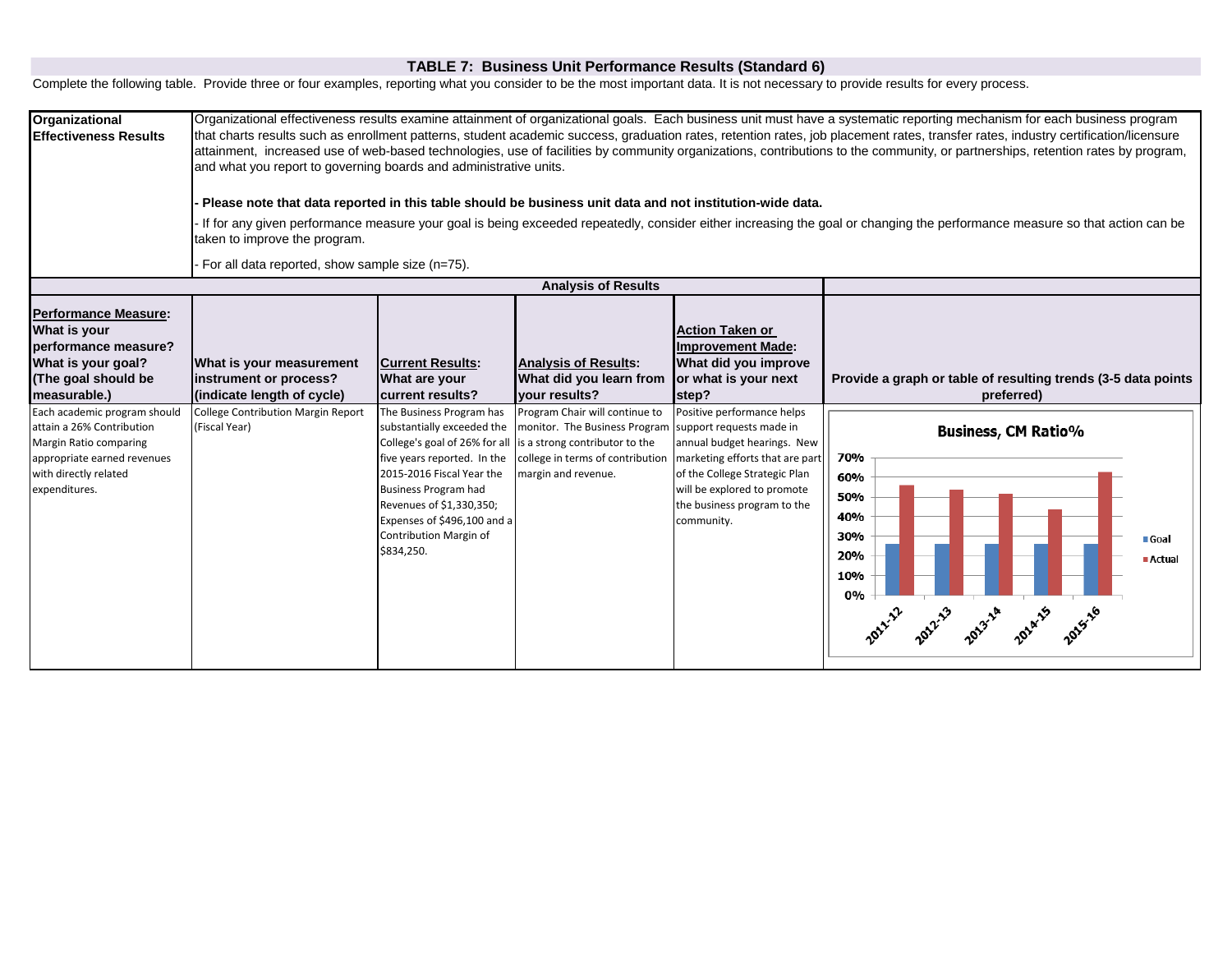## TABLE 7: Business Unit Performance Results (Standard 6)

Complete the following table. Provide three or four examples, reporting what you consider to be the most important data. It is not necessary to provide results for every process.

| **Organizational Effectiveness Results** | Organizational effectiveness results examine attainment of organizational goals. Each business unit must have a systematic reporting mechanism for each business program that charts results such as enrollment patterns, student academic success, graduation rates, retention rates, job placement rates, transfer rates, industry certification/licensure attainment, increased use of web-based technologies, use of facilities by community organizations, contributions to the community, or partnerships, retention rates by program, and what you report to governing boards and administrative units.<br><br>**- Please note that data reported in this table should be business unit data and not institution-wide data.**<br><br>- If for any given performance measure your goal is being exceeded repeatedly, consider either increasing the goal or changing the performance measure so that action can be taken to improve the program.<br><br>- For all data reported, show sample size (n=75). |
|---|---|

| **Analysis of Results** | | | | | |
|---|---|---|---|---|---|
| **Performance Measure: What is your performance measure? What is your goal? (The goal should be measurable.)** | **What is your measurement instrument or process? (indicate length of cycle)** | **Current Results: What are your current results?** | **Analysis of Results: What did you learn from your results?** | **Action Taken or Improvement Made: What did you improve or what is your next step?** | **Provide a graph or table of resulting trends (3-5 data points preferred)** |
| Each academic program should attain a 26% Contribution Margin Ratio comparing appropriate earned revenues with directly related expenditures. | College Contribution Margin Report (Fiscal Year) | The Business Program has substantially exceeded the College's goal of 26% for all five years reported. In the 2015-2016 Fiscal Year the Business Program had Revenues of $1,330,350; Expenses of $496,100 and a Contribution Margin of $834,250. | Program Chair will continue to monitor. The Business Program is a strong contributor to the college in terms of contribution margin and revenue. | Positive performance helps support requests made in annual budget hearings. New marketing efforts that are part of the College Strategic Plan will be explored to promote the business program to the community. | **Business, CM Ratio%** (Goal vs. Actual, 2011-12 through 2015-16; Goal 26% each year; Actual approx. 56%, 54%, 52%, 44%, 63%) |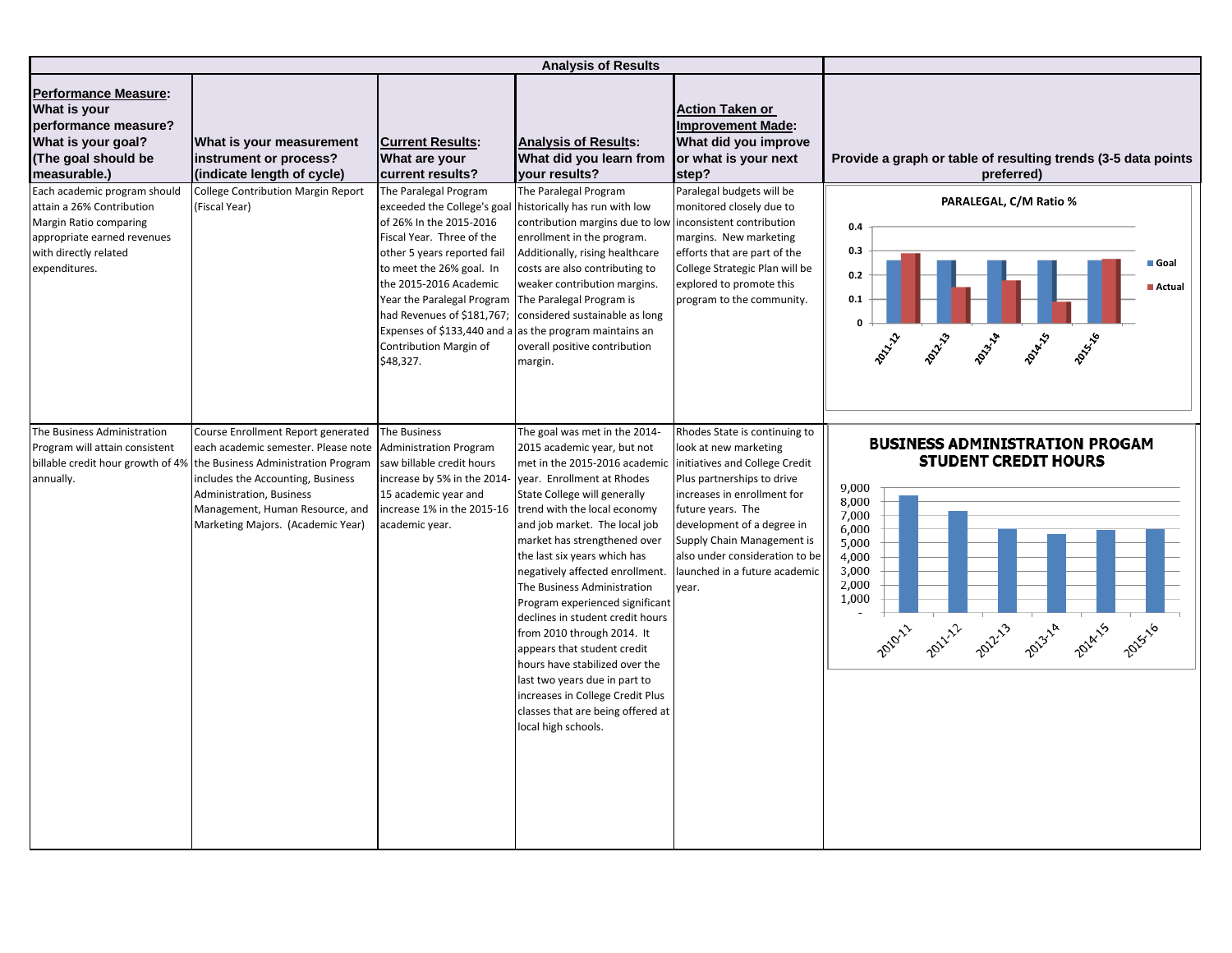| Analysis of Results | | | | | |
|---|---|---|---|---|---|
| **Performance Measure: What is your performance measure? What is your goal? (The goal should be measurable.)** | **What is your measurement instrument or process? (indicate length of cycle)** | **Current Results: What are your current results?** | **Analysis of Results: What did you learn from your results?** | **Action Taken or Improvement Made: What did you improve or what is your next step?** | **Provide a graph or table of resulting trends (3-5 data points preferred)** |
| Each academic program should attain a 26% Contribution Margin Ratio comparing appropriate earned revenues with directly related expenditures. | College Contribution Margin Report (Fiscal Year) | The Paralegal Program exceeded the College's goal of 26% In the 2015-2016 Fiscal Year. Three of the other 5 years reported fail to meet the 26% goal. In the 2015-2016 Academic Year the Paralegal Program had Revenues of $181,767; Expenses of $133,440 and a Contribution Margin of $48,327. | The Paralegal Program historically has run with low contribution margins due to low enrollment in the program. Additionally, rising healthcare costs are also contributing to weaker contribution margins. The Paralegal Program is considered sustainable as long as the program maintains an overall positive contribution margin. | Paralegal budgets will be monitored closely due to inconsistent contribution margins. New marketing efforts that are part of the College Strategic Plan will be explored to promote this program to the community. | PARALEGAL, C/M Ratio % (chart: Goal vs Actual, 2011-12 through 2015-16) |
| The Business Administration Program will attain consistent billable credit hour growth of 4% annually. | Course Enrollment Report generated each academic semester. Please note the Business Administration Program includes the Accounting, Business Administration, Business Management, Human Resource, and Marketing Majors. (Academic Year) | The Business Administration Program saw billable credit hours increase by 5% in the 2014-15 academic year and increase 1% in the 2015-16 academic year. | The goal was met in the 2014-2015 academic year, but not met in the 2015-2016 academic year. Enrollment at Rhodes State College will generally trend with the local economy and job market. The local job market has strengthened over the last six years which has negatively affected enrollment. The Business Administration Program experienced significant declines in student credit hours from 2010 through 2014. It appears that student credit hours have stabilized over the last two years due in part to increases in College Credit Plus classes that are being offered at local high schools. | Rhodes State is continuing to look at new marketing initiatives and College Credit Plus partnerships to drive increases in enrollment for future years. The development of a degree in Supply Chain Management is also under consideration to be launched in a future academic year. | BUSINESS ADMINISTRATION PROGAM STUDENT CREDIT HOURS (chart: 2010-11 through 2015-16) |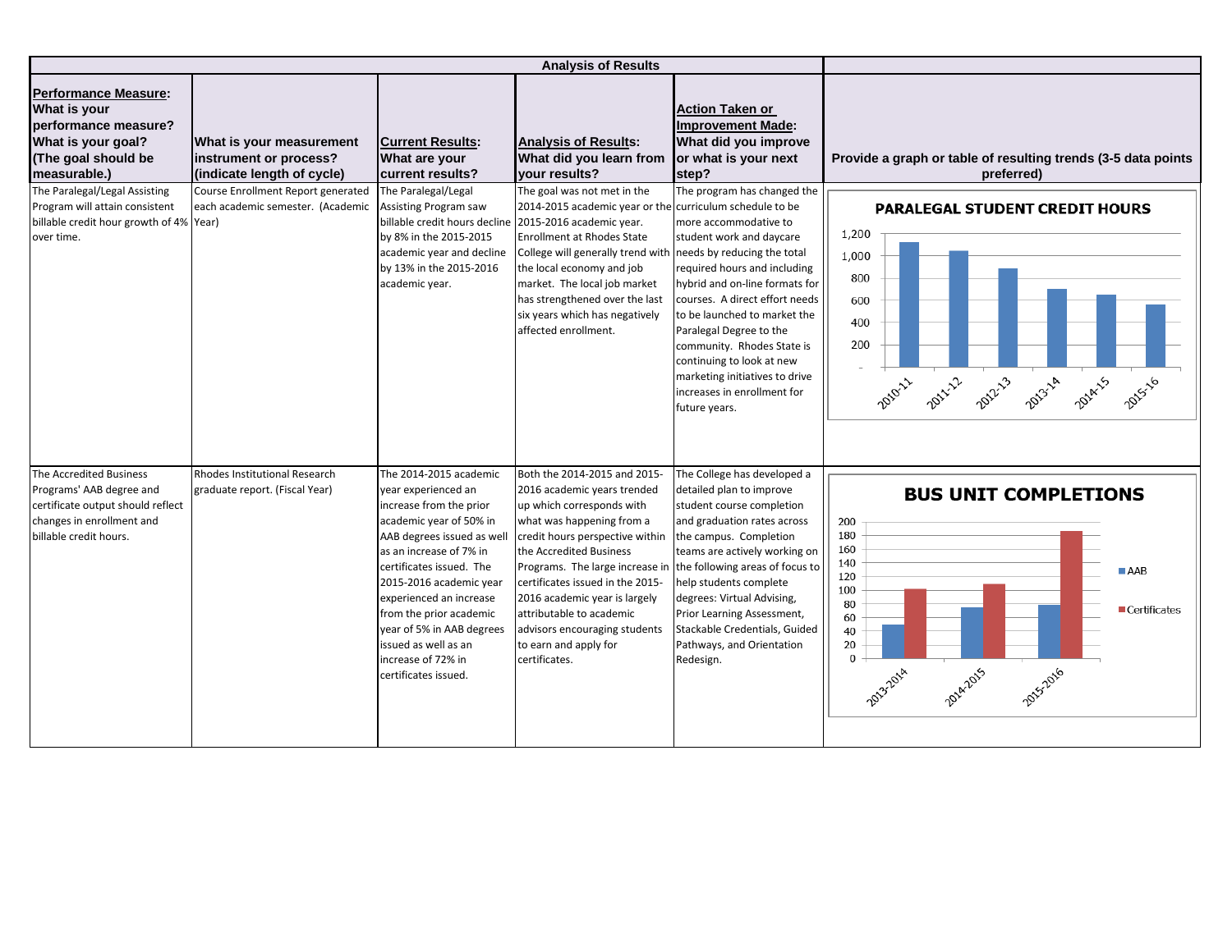| Analysis of Results | | | | | |
|---|---|---|---|---|---|
| **Performance Measure: What is your performance measure? What is your goal? (The goal should be measurable.)** | **What is your measurement instrument or process? (indicate length of cycle)** | **Current Results: What are your current results?** | **Analysis of Results: What did you learn from your results?** | **Action Taken or Improvement Made: What did you improve or what is your next step?** | **Provide a graph or table of resulting trends (3-5 data points preferred)** |
| The Paralegal/Legal Assisting Program will attain consistent billable credit hour growth of 4% over time. | Course Enrollment Report generated each academic semester. (Academic Year) | The Paralegal/Legal Assisting Program saw billable credit hours decline by 8% in the 2015-2015 academic year and decline by 13% in the 2015-2016 academic year. | The goal was not met in the 2014-2015 academic year or the 2015-2016 academic year. Enrollment at Rhodes State College will generally trend with the local economy and job market. The local job market has strengthened over the last six years which has negatively affected enrollment. | The program has changed the curriculum schedule to be more accommodative to student work and daycare needs by reducing the total required hours and including hybrid and on-line formats for courses. A direct effort needs to be launched to market the Paralegal Degree to the community. Rhodes State is continuing to look at new marketing initiatives to drive increases in enrollment for future years. | PARALEGAL STUDENT CREDIT HOURS (bar chart: 2010-11, 2011-12, 2012-13, 2013-14, 2014-15, 2015-16; y-axis – to 1,200) |
| The Accredited Business Programs' AAB degree and certificate output should reflect changes in enrollment and billable credit hours. | Rhodes Institutional Research graduate report. (Fiscal Year) | The 2014-2015 academic year experienced an increase from the prior academic year of 50% in AAB degrees issued as well as an increase of 7% in certificates issued. The 2015-2016 academic year experienced an increase from the prior academic year of 5% in AAB degrees issued as well as an increase of 72% in certificates issued. | Both the 2014-2015 and 2015-2016 academic years trended up which corresponds with what was happening from a credit hours perspective within the Accredited Business Programs. The large increase in certificates issued in the 2015-2016 academic year is largely attributable to academic advisors encouraging students to earn and apply for certificates. | The College has developed a detailed plan to improve student course completion and graduation rates across the campus. Completion teams are actively working on the following areas of focus to help students complete degrees: Virtual Advising, Prior Learning Assessment, Stackable Credentials, Guided Pathways, and Orientation Redesign. | BUS UNIT COMPLETIONS (bar chart: AAB and Certificates for 2013-2014, 2014-2015, 2015-2016; y-axis 0 to 200) |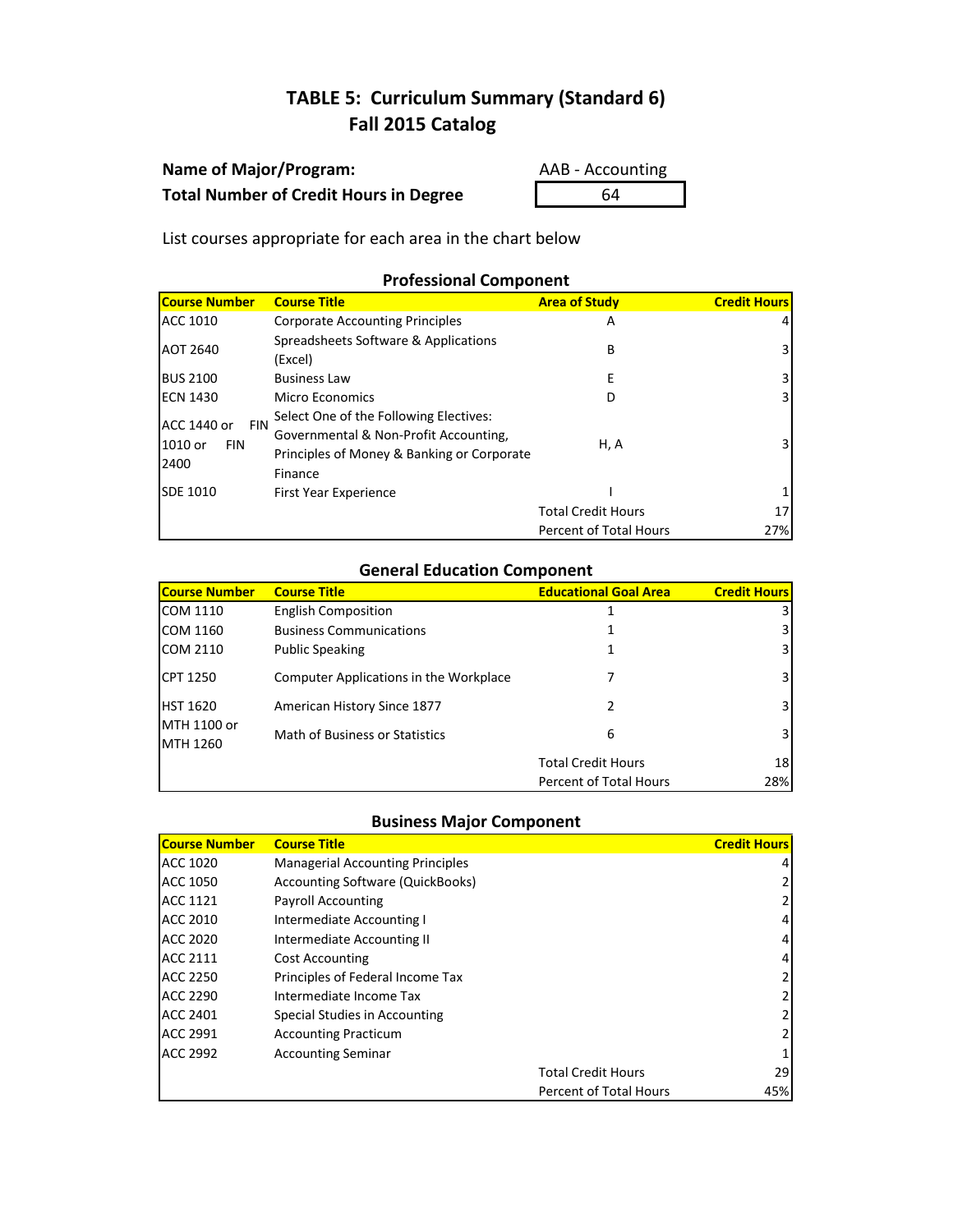# TABLE 5: Curriculum Summary (Standard 6)
## Fall 2015 Catalog

**Name of Major/Program:** AAB - Accounting

**Total Number of Credit Hours in Degree** 64

List courses appropriate for each area in the chart below

### Professional Component

| Course Number | Course Title | Area of Study | Credit Hours |
|---|---|---|---|
| ACC 1010 | Corporate Accounting Principles | A | 4 |
| AOT 2640 | Spreadsheets Software & Applications (Excel) | B | 3 |
| BUS 2100 | Business Law | E | 3 |
| ECN 1430 | Micro Economics | D | 3 |
| ACC 1440 or FIN 1010 or FIN 2400 | Select One of the Following Electives: Governmental & Non-Profit Accounting, Principles of Money & Banking or Corporate Finance | H, A | 3 |
| SDE 1010 | First Year Experience | I | 1 |
| | | Total Credit Hours | 17 |
| | | Percent of Total Hours | 27% |

### General Education Component

| Course Number | Course Title | Educational Goal Area | Credit Hours |
|---|---|---|---|
| COM 1110 | English Composition | 1 | 3 |
| COM 1160 | Business Communications | 1 | 3 |
| COM 2110 | Public Speaking | 1 | 3 |
| CPT 1250 | Computer Applications in the Workplace | 7 | 3 |
| HST 1620 | American History Since 1877 | 2 | 3 |
| MTH 1100 or MTH 1260 | Math of Business or Statistics | 6 | 3 |
| | | Total Credit Hours | 18 |
| | | Percent of Total Hours | 28% |

### Business Major Component

| Course Number | Course Title | | Credit Hours |
|---|---|---|---|
| ACC 1020 | Managerial Accounting Principles | | 4 |
| ACC 1050 | Accounting Software (QuickBooks) | | 2 |
| ACC 1121 | Payroll Accounting | | 2 |
| ACC 2010 | Intermediate Accounting I | | 4 |
| ACC 2020 | Intermediate Accounting II | | 4 |
| ACC 2111 | Cost Accounting | | 4 |
| ACC 2250 | Principles of Federal Income Tax | | 2 |
| ACC 2290 | Intermediate Income Tax | | 2 |
| ACC 2401 | Special Studies in Accounting | | 2 |
| ACC 2991 | Accounting Practicum | | 2 |
| ACC 2992 | Accounting Seminar | | 1 |
| | | Total Credit Hours | 29 |
| | | Percent of Total Hours | 45% |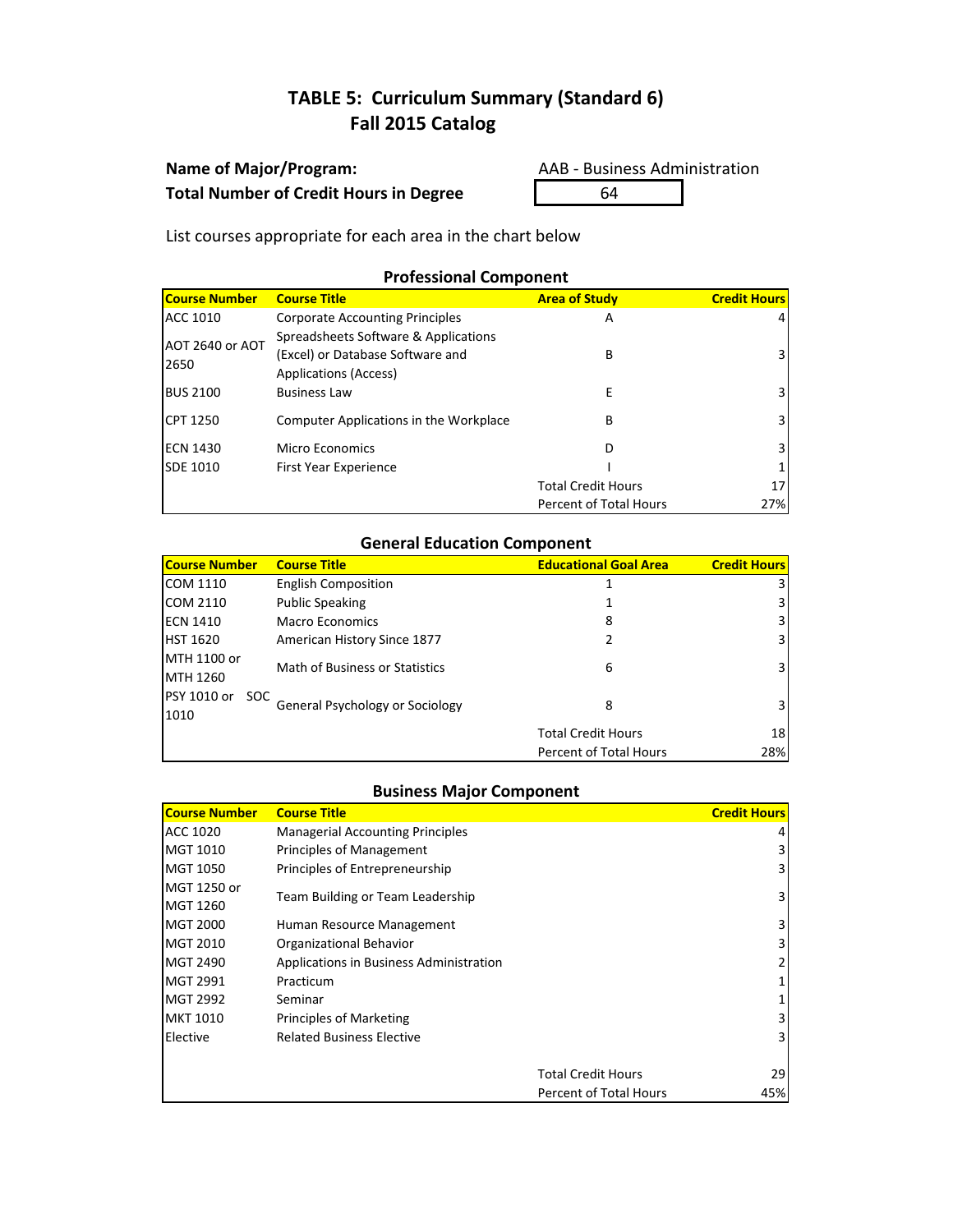# TABLE 5: Curriculum Summary (Standard 6)
## Fall 2015 Catalog

**Name of Major/Program:** AAB - Business Administration

**Total Number of Credit Hours in Degree** 64

List courses appropriate for each area in the chart below

### Professional Component

| Course Number | Course Title | Area of Study | Credit Hours |
|---|---|---|---|
| ACC 1010 | Corporate Accounting Principles | A | 4 |
| AOT 2640 or AOT 2650 | Spreadsheets Software & Applications (Excel) or Database Software and Applications (Access) | B | 3 |
| BUS 2100 | Business Law | E | 3 |
| CPT 1250 | Computer Applications in the Workplace | B | 3 |
| ECN 1430 | Micro Economics | D | 3 |
| SDE 1010 | First Year Experience | I | 1 |
| | | Total Credit Hours | 17 |
| | | Percent of Total Hours | 27% |

### General Education Component

| Course Number | Course Title | Educational Goal Area | Credit Hours |
|---|---|---|---|
| COM 1110 | English Composition | 1 | 3 |
| COM 2110 | Public Speaking | 1 | 3 |
| ECN 1410 | Macro Economics | 8 | 3 |
| HST 1620 | American History Since 1877 | 2 | 3 |
| MTH 1100 or MTH 1260 | Math of Business or Statistics | 6 | 3 |
| PSY 1010 or SOC 1010 | General Psychology or Sociology | 8 | 3 |
| | | Total Credit Hours | 18 |
| | | Percent of Total Hours | 28% |

### Business Major Component

| Course Number | Course Title | | Credit Hours |
|---|---|---|---|
| ACC 1020 | Managerial Accounting Principles | | 4 |
| MGT 1010 | Principles of Management | | 3 |
| MGT 1050 | Principles of Entrepreneurship | | 3 |
| MGT 1250 or MGT 1260 | Team Building or Team Leadership | | 3 |
| MGT 2000 | Human Resource Management | | 3 |
| MGT 2010 | Organizational Behavior | | 3 |
| MGT 2490 | Applications in Business Administration | | 2 |
| MGT 2991 | Practicum | | 1 |
| MGT 2992 | Seminar | | 1 |
| MKT 1010 | Principles of Marketing | | 3 |
| Elective | Related Business Elective | | 3 |
| | | Total Credit Hours | 29 |
| | | Percent of Total Hours | 45% |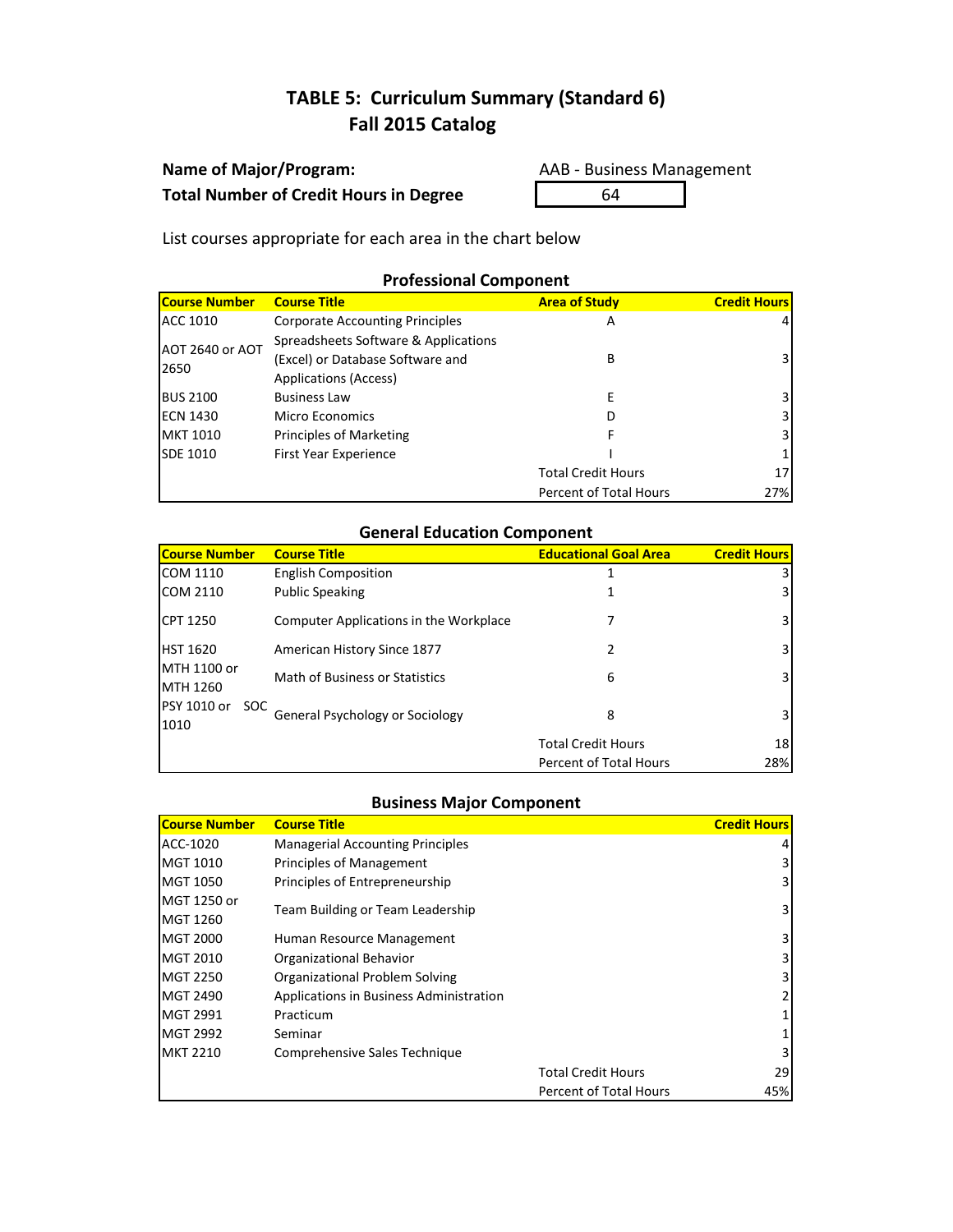# TABLE 5: Curriculum Summary (Standard 6)
## Fall 2015 Catalog

**Name of Major/Program:** AAB - Business Management

**Total Number of Credit Hours in Degree** 64

List courses appropriate for each area in the chart below

### Professional Component

| Course Number | Course Title | Area of Study | Credit Hours |
|---|---|---|---|
| ACC 1010 | Corporate Accounting Principles | A | 4 |
| AOT 2640 or AOT 2650 | Spreadsheets Software & Applications (Excel) or Database Software and Applications (Access) | B | 3 |
| BUS 2100 | Business Law | E | 3 |
| ECN 1430 | Micro Economics | D | 3 |
| MKT 1010 | Principles of Marketing | F | 3 |
| SDE 1010 | First Year Experience | I | 1 |
| | | Total Credit Hours | 17 |
| | | Percent of Total Hours | 27% |

### General Education Component

| Course Number | Course Title | Educational Goal Area | Credit Hours |
|---|---|---|---|
| COM 1110 | English Composition | 1 | 3 |
| COM 2110 | Public Speaking | 1 | 3 |
| CPT 1250 | Computer Applications in the Workplace | 7 | 3 |
| HST 1620 | American History Since 1877 | 2 | 3 |
| MTH 1100 or MTH 1260 | Math of Business or Statistics | 6 | 3 |
| PSY 1010 or SOC 1010 | General Psychology or Sociology | 8 | 3 |
| | | Total Credit Hours | 18 |
| | | Percent of Total Hours | 28% |

### Business Major Component

| Course Number | Course Title | | Credit Hours |
|---|---|---|---|
| ACC-1020 | Managerial Accounting Principles | | 4 |
| MGT 1010 | Principles of Management | | 3 |
| MGT 1050 | Principles of Entrepreneurship | | 3 |
| MGT 1250 or MGT 1260 | Team Building or Team Leadership | | 3 |
| MGT 2000 | Human Resource Management | | 3 |
| MGT 2010 | Organizational Behavior | | 3 |
| MGT 2250 | Organizational Problem Solving | | 3 |
| MGT 2490 | Applications in Business Administration | | 2 |
| MGT 2991 | Practicum | | 1 |
| MGT 2992 | Seminar | | 1 |
| MKT 2210 | Comprehensive Sales Technique | | 3 |
| | | Total Credit Hours | 29 |
| | | Percent of Total Hours | 45% |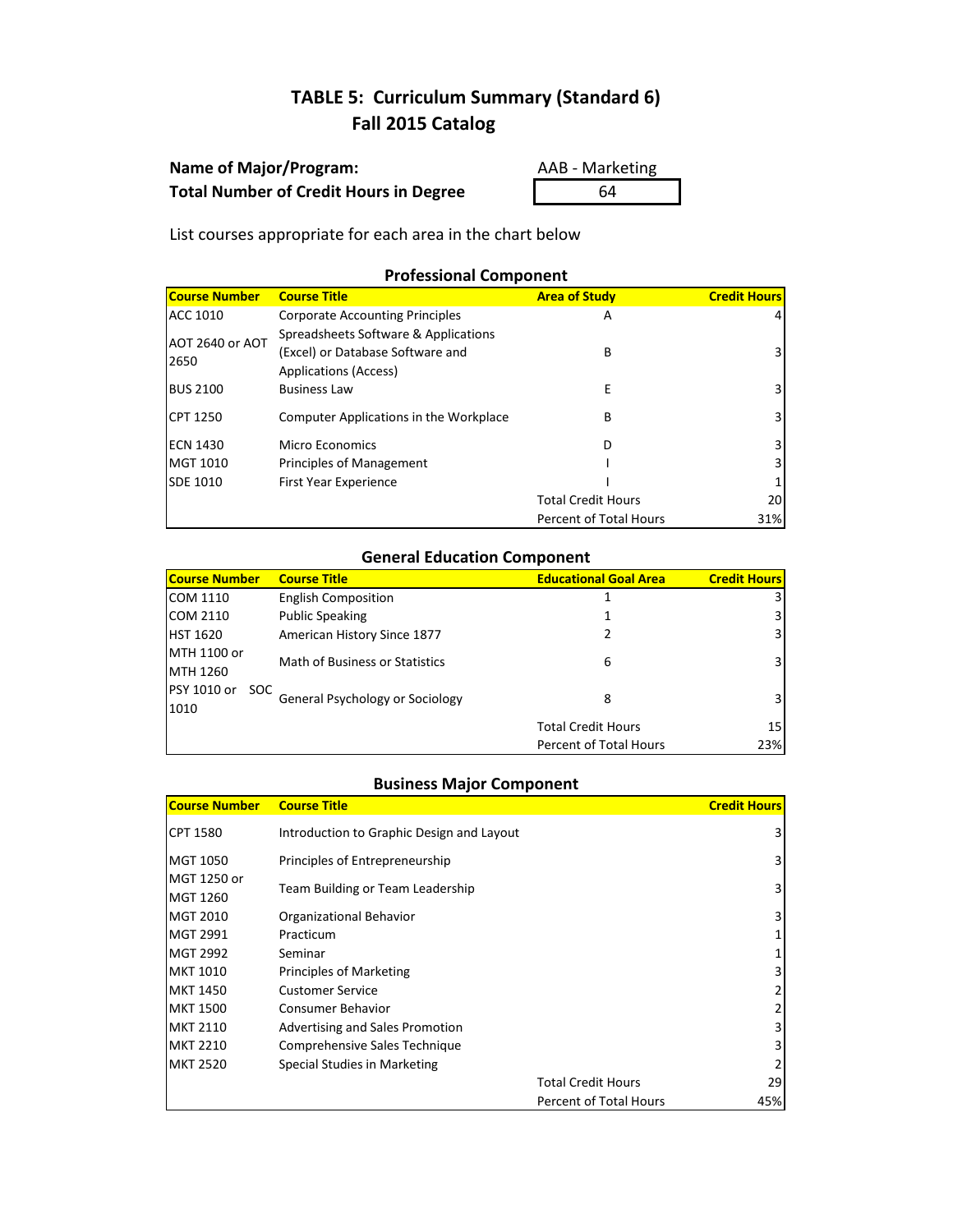# TABLE 5: Curriculum Summary (Standard 6)
## Fall 2015 Catalog

**Name of Major/Program:** AAB - Marketing

**Total Number of Credit Hours in Degree** 64

List courses appropriate for each area in the chart below

### Professional Component

| Course Number | Course Title | Area of Study | Credit Hours |
|---|---|---|---|
| ACC 1010 | Corporate Accounting Principles | A | 4 |
| AOT 2640 or AOT 2650 | Spreadsheets Software & Applications (Excel) or Database Software and Applications (Access) | B | 3 |
| BUS 2100 | Business Law | E | 3 |
| CPT 1250 | Computer Applications in the Workplace | B | 3 |
| ECN 1430 | Micro Economics | D | 3 |
| MGT 1010 | Principles of Management | I | 3 |
| SDE 1010 | First Year Experience | I | 1 |
| | | Total Credit Hours | 20 |
| | | Percent of Total Hours | 31% |

### General Education Component

| Course Number | Course Title | Educational Goal Area | Credit Hours |
|---|---|---|---|
| COM 1110 | English Composition | 1 | 3 |
| COM 2110 | Public Speaking | 1 | 3 |
| HST 1620 | American History Since 1877 | 2 | 3 |
| MTH 1100 or MTH 1260 | Math of Business or Statistics | 6 | 3 |
| PSY 1010 or SOC 1010 | General Psychology or Sociology | 8 | 3 |
| | | Total Credit Hours | 15 |
| | | Percent of Total Hours | 23% |

### Business Major Component

| Course Number | Course Title | | Credit Hours |
|---|---|---|---|
| CPT 1580 | Introduction to Graphic Design and Layout | | 3 |
| MGT 1050 | Principles of Entrepreneurship | | 3 |
| MGT 1250 or MGT 1260 | Team Building or Team Leadership | | 3 |
| MGT 2010 | Organizational Behavior | | 3 |
| MGT 2991 | Practicum | | 1 |
| MGT 2992 | Seminar | | 1 |
| MKT 1010 | Principles of Marketing | | 3 |
| MKT 1450 | Customer Service | | 2 |
| MKT 1500 | Consumer Behavior | | 2 |
| MKT 2110 | Advertising and Sales Promotion | | 3 |
| MKT 2210 | Comprehensive Sales Technique | | 3 |
| MKT 2520 | Special Studies in Marketing | | 2 |
| | | Total Credit Hours | 29 |
| | | Percent of Total Hours | 45% |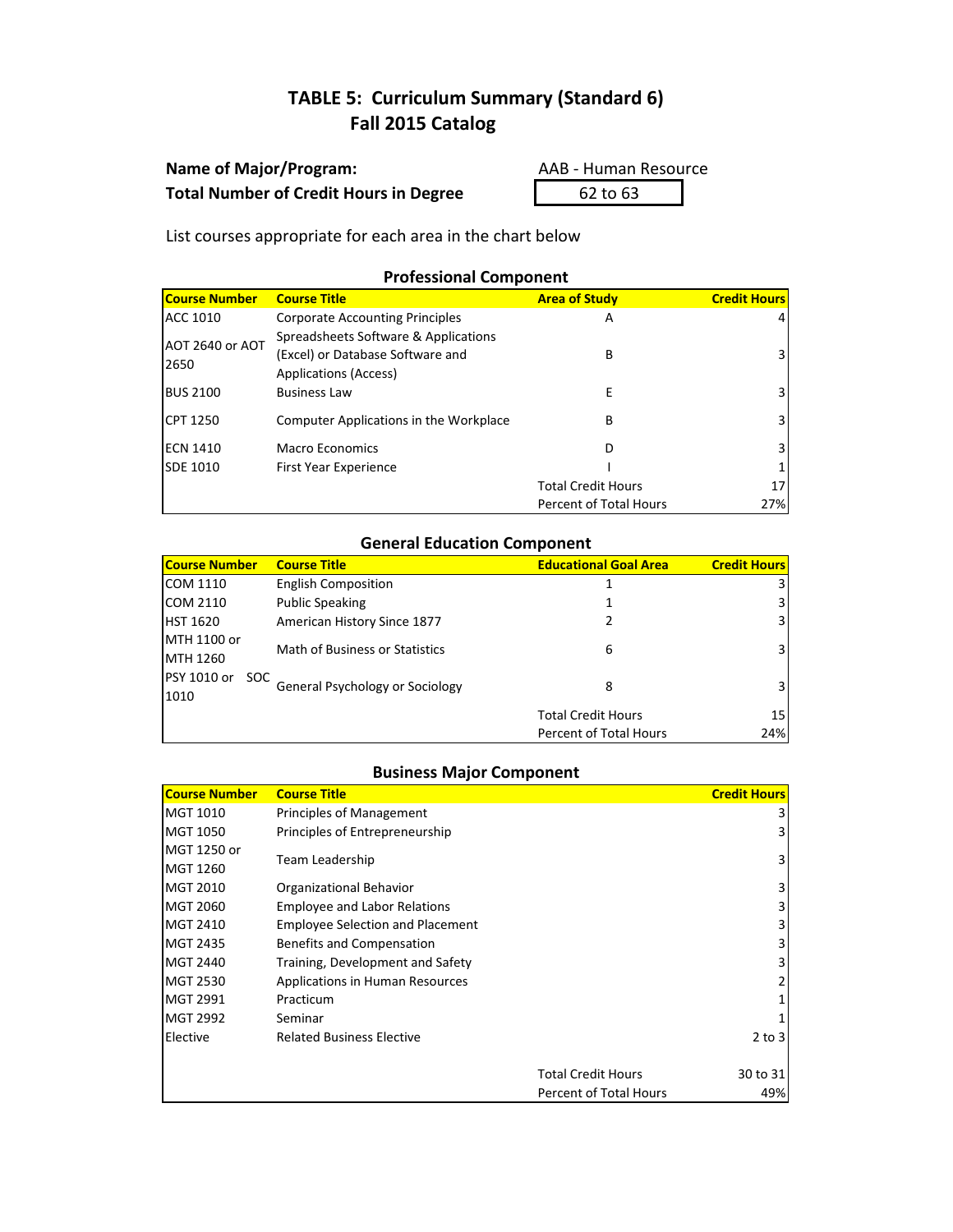# TABLE 5: Curriculum Summary (Standard 6)
## Fall 2015 Catalog

**Name of Major/Program:** AAB - Human Resource

**Total Number of Credit Hours in Degree** 62 to 63

List courses appropriate for each area in the chart below

### Professional Component

| Course Number | Course Title | Area of Study | Credit Hours |
|---|---|---|---|
| ACC 1010 | Corporate Accounting Principles | A | 4 |
| AOT 2640 or AOT 2650 | Spreadsheets Software & Applications (Excel) or Database Software and Applications (Access) | B | 3 |
| BUS 2100 | Business Law | E | 3 |
| CPT 1250 | Computer Applications in the Workplace | B | 3 |
| ECN 1410 | Macro Economics | D | 3 |
| SDE 1010 | First Year Experience | I | 1 |
| | | Total Credit Hours | 17 |
| | | Percent of Total Hours | 27% |

### General Education Component

| Course Number | Course Title | Educational Goal Area | Credit Hours |
|---|---|---|---|
| COM 1110 | English Composition | 1 | 3 |
| COM 2110 | Public Speaking | 1 | 3 |
| HST 1620 | American History Since 1877 | 2 | 3 |
| MTH 1100 or MTH 1260 | Math of Business or Statistics | 6 | 3 |
| PSY 1010 or SOC 1010 | General Psychology or Sociology | 8 | 3 |
| | | Total Credit Hours | 15 |
| | | Percent of Total Hours | 24% |

### Business Major Component

| Course Number | Course Title | | Credit Hours |
|---|---|---|---|
| MGT 1010 | Principles of Management | | 3 |
| MGT 1050 | Principles of Entrepreneurship | | 3 |
| MGT 1250 or MGT 1260 | Team Leadership | | 3 |
| MGT 2010 | Organizational Behavior | | 3 |
| MGT 2060 | Employee and Labor Relations | | 3 |
| MGT 2410 | Employee Selection and Placement | | 3 |
| MGT 2435 | Benefits and Compensation | | 3 |
| MGT 2440 | Training, Development and Safety | | 3 |
| MGT 2530 | Applications in Human Resources | | 2 |
| MGT 2991 | Practicum | | 1 |
| MGT 2992 | Seminar | | 1 |
| Elective | Related Business Elective | | 2 to 3 |
| | | Total Credit Hours | 30 to 31 |
| | | Percent of Total Hours | 49% |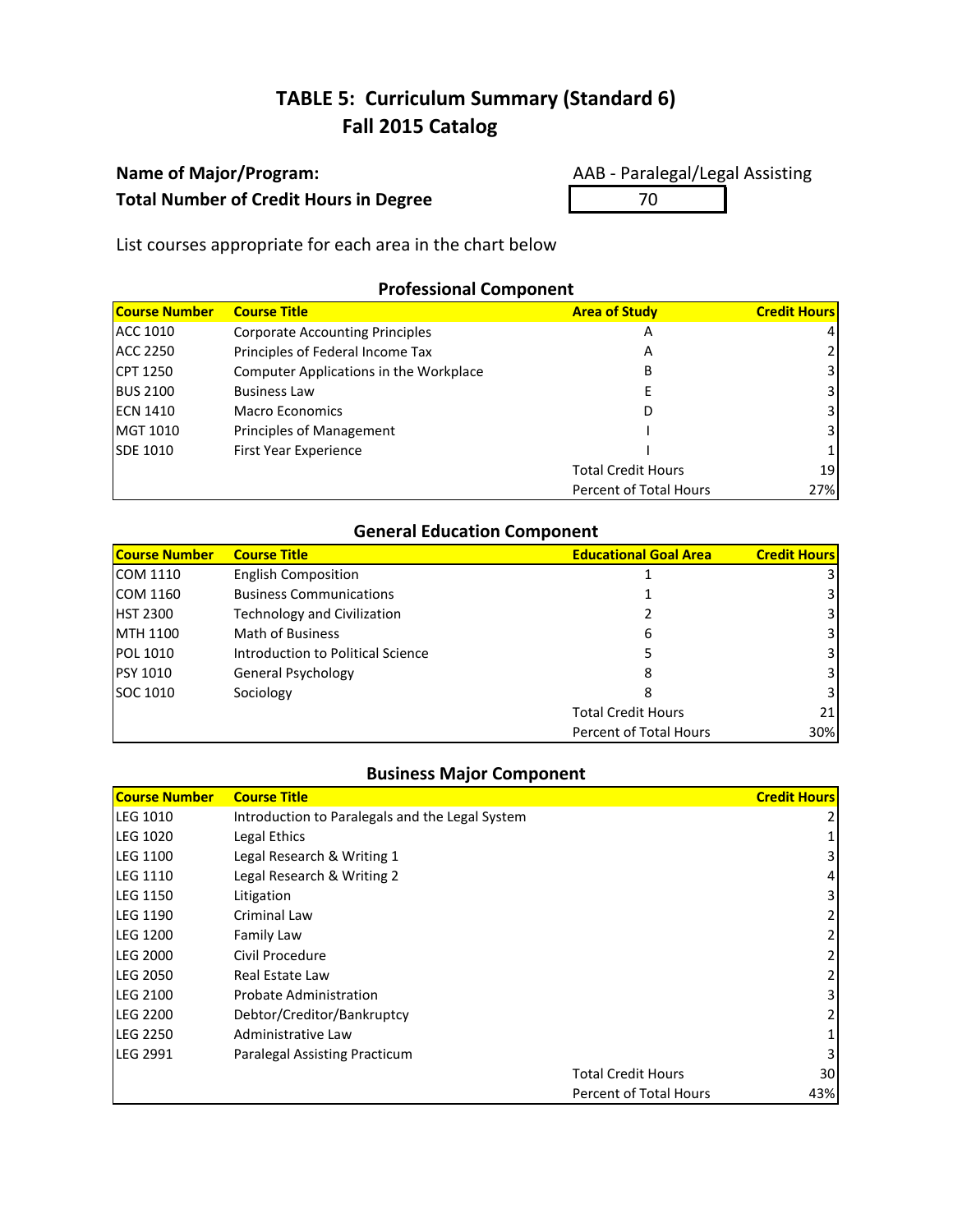## TABLE 5: Curriculum Summary (Standard 6)
## Fall 2015 Catalog

**Name of Major/Program:** AAB - Paralegal/Legal Assisting

**Total Number of Credit Hours in Degree** 70

List courses appropriate for each area in the chart below

### Professional Component

| Course Number | Course Title | Area of Study | Credit Hours |
|---|---|---|---|
| ACC 1010 | Corporate Accounting Principles | A | 4 |
| ACC 2250 | Principles of Federal Income Tax | A | 2 |
| CPT 1250 | Computer Applications in the Workplace | B | 3 |
| BUS 2100 | Business Law | E | 3 |
| ECN 1410 | Macro Economics | D | 3 |
| MGT 1010 | Principles of Management | I | 3 |
| SDE 1010 | First Year Experience | I | 1 |
| | | Total Credit Hours | 19 |
| | | Percent of Total Hours | 27% |

### General Education Component

| Course Number | Course Title | Educational Goal Area | Credit Hours |
|---|---|---|---|
| COM 1110 | English Composition | 1 | 3 |
| COM 1160 | Business Communications | 1 | 3 |
| HST 2300 | Technology and Civilization | 2 | 3 |
| MTH 1100 | Math of Business | 6 | 3 |
| POL 1010 | Introduction to Political Science | 5 | 3 |
| PSY 1010 | General Psychology | 8 | 3 |
| SOC 1010 | Sociology | 8 | 3 |
| | | Total Credit Hours | 21 |
| | | Percent of Total Hours | 30% |

### Business Major Component

| Course Number | Course Title | | Credit Hours |
|---|---|---|---|
| LEG 1010 | Introduction to Paralegals and the Legal System | | 2 |
| LEG 1020 | Legal Ethics | | 1 |
| LEG 1100 | Legal Research & Writing 1 | | 3 |
| LEG 1110 | Legal Research & Writing 2 | | 4 |
| LEG 1150 | Litigation | | 3 |
| LEG 1190 | Criminal Law | | 2 |
| LEG 1200 | Family Law | | 2 |
| LEG 2000 | Civil Procedure | | 2 |
| LEG 2050 | Real Estate Law | | 2 |
| LEG 2100 | Probate Administration | | 3 |
| LEG 2200 | Debtor/Creditor/Bankruptcy | | 2 |
| LEG 2250 | Administrative Law | | 1 |
| LEG 2991 | Paralegal Assisting Practicum | | 3 |
| | | Total Credit Hours | 30 |
| | | Percent of Total Hours | 43% |